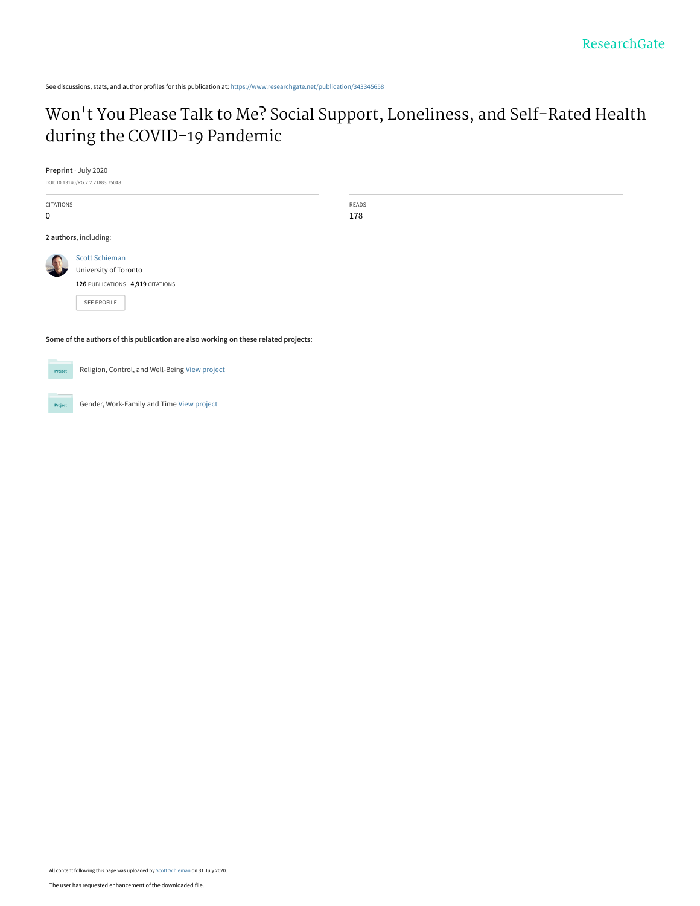See discussions, stats, and author profiles for this publication at: https://www.researchgate.net/publication/343345658

# Won't You Please Talk to Me? Social Support, Loneliness, and Self-Rated Health during the COVID-19 Pandemic

**Preprint** · July 2020

DOI: 10.13140/RG.2.2.21883.75048

| CITATIONS | READS |
| --- | --- |
| 0 | 178 |

**2 authors**, including:

Scott Schieman
University of Toronto
**126** PUBLICATIONS **4,919** CITATIONS

SEE PROFILE

**Some of the authors of this publication are also working on these related projects:**

Religion, Control, and Well-Being View project

Gender, Work-Family and Time View project

All content following this page was uploaded by Scott Schieman on 31 July 2020.

The user has requested enhancement of the downloaded file.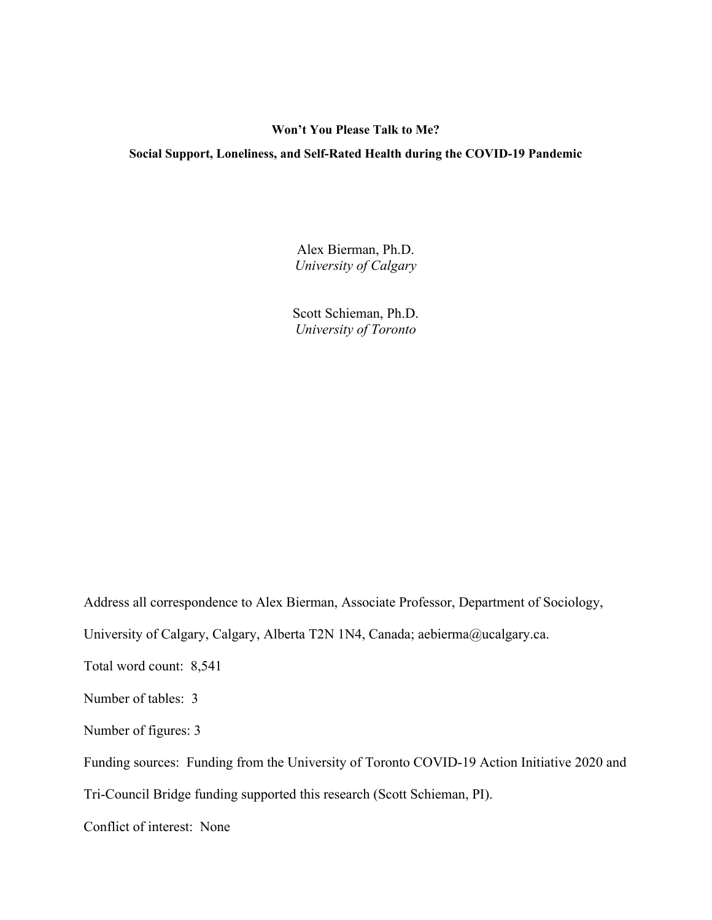**Won't You Please Talk to Me?**

**Social Support, Loneliness, and Self-Rated Health during the COVID-19 Pandemic**

Alex Bierman, Ph.D.
*University of Calgary*

Scott Schieman, Ph.D.
*University of Toronto*

Address all correspondence to Alex Bierman, Associate Professor, Department of Sociology, University of Calgary, Calgary, Alberta T2N 1N4, Canada; aebierma@ucalgary.ca.

Total word count: 8,541

Number of tables: 3

Number of figures: 3

Funding sources: Funding from the University of Toronto COVID-19 Action Initiative 2020 and Tri-Council Bridge funding supported this research (Scott Schieman, PI).

Conflict of interest: None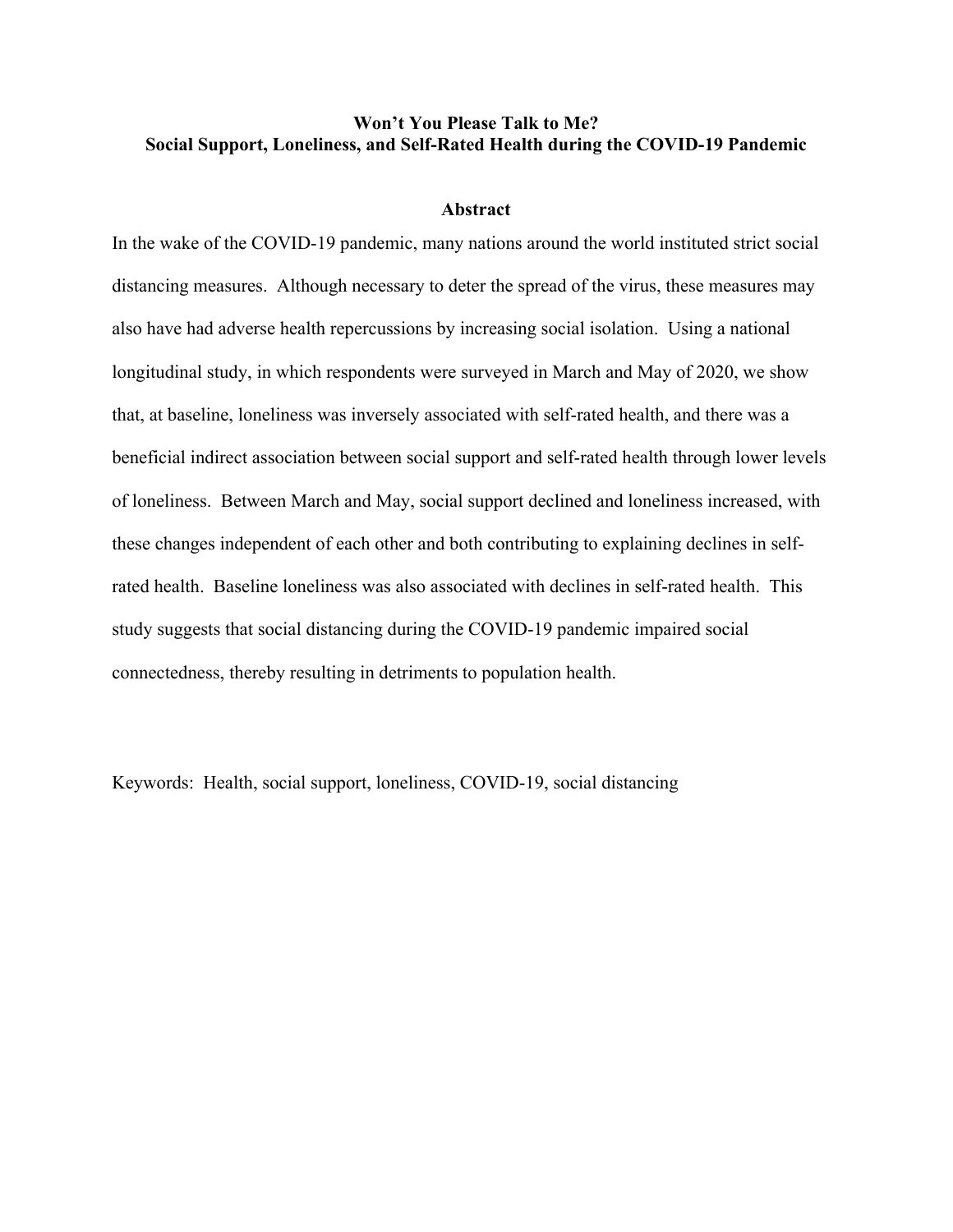# Won't You Please Talk to Me?
# Social Support, Loneliness, and Self-Rated Health during the COVID-19 Pandemic

## Abstract

In the wake of the COVID-19 pandemic, many nations around the world instituted strict social distancing measures. Although necessary to deter the spread of the virus, these measures may also have had adverse health repercussions by increasing social isolation. Using a national longitudinal study, in which respondents were surveyed in March and May of 2020, we show that, at baseline, loneliness was inversely associated with self-rated health, and there was a beneficial indirect association between social support and self-rated health through lower levels of loneliness. Between March and May, social support declined and loneliness increased, with these changes independent of each other and both contributing to explaining declines in self-rated health. Baseline loneliness was also associated with declines in self-rated health. This study suggests that social distancing during the COVID-19 pandemic impaired social connectedness, thereby resulting in detriments to population health.

Keywords: Health, social support, loneliness, COVID-19, social distancing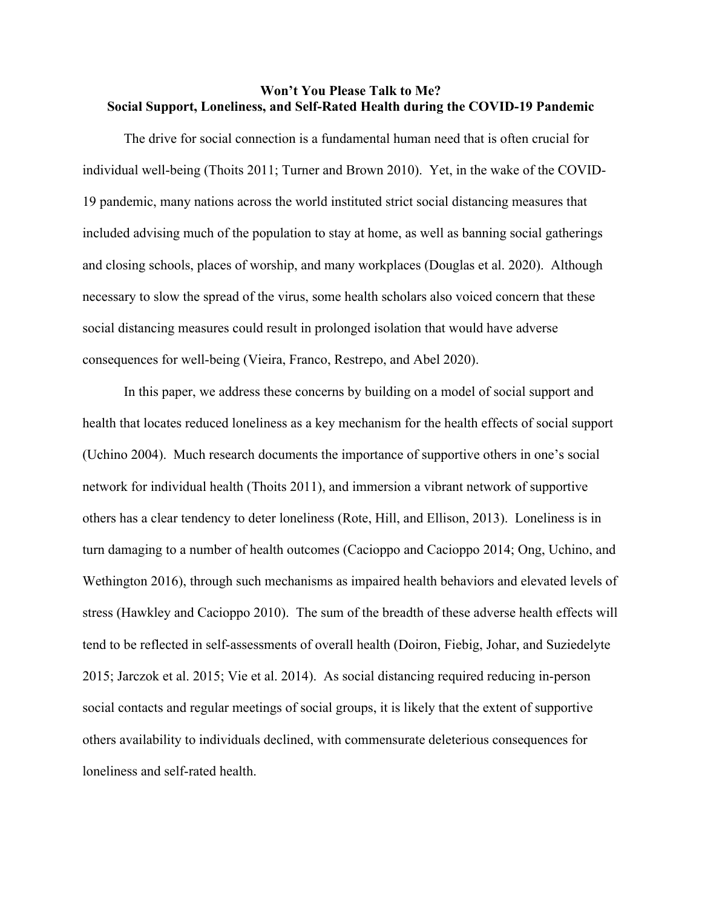**Won't You Please Talk to Me?**
**Social Support, Loneliness, and Self-Rated Health during the COVID-19 Pandemic**

The drive for social connection is a fundamental human need that is often crucial for individual well-being (Thoits 2011; Turner and Brown 2010). Yet, in the wake of the COVID-19 pandemic, many nations across the world instituted strict social distancing measures that included advising much of the population to stay at home, as well as banning social gatherings and closing schools, places of worship, and many workplaces (Douglas et al. 2020). Although necessary to slow the spread of the virus, some health scholars also voiced concern that these social distancing measures could result in prolonged isolation that would have adverse consequences for well-being (Vieira, Franco, Restrepo, and Abel 2020).

In this paper, we address these concerns by building on a model of social support and health that locates reduced loneliness as a key mechanism for the health effects of social support (Uchino 2004). Much research documents the importance of supportive others in one's social network for individual health (Thoits 2011), and immersion a vibrant network of supportive others has a clear tendency to deter loneliness (Rote, Hill, and Ellison, 2013). Loneliness is in turn damaging to a number of health outcomes (Cacioppo and Cacioppo 2014; Ong, Uchino, and Wethington 2016), through such mechanisms as impaired health behaviors and elevated levels of stress (Hawkley and Cacioppo 2010). The sum of the breadth of these adverse health effects will tend to be reflected in self-assessments of overall health (Doiron, Fiebig, Johar, and Suziedelyte 2015; Jarczok et al. 2015; Vie et al. 2014). As social distancing required reducing in-person social contacts and regular meetings of social groups, it is likely that the extent of supportive others availability to individuals declined, with commensurate deleterious consequences for loneliness and self-rated health.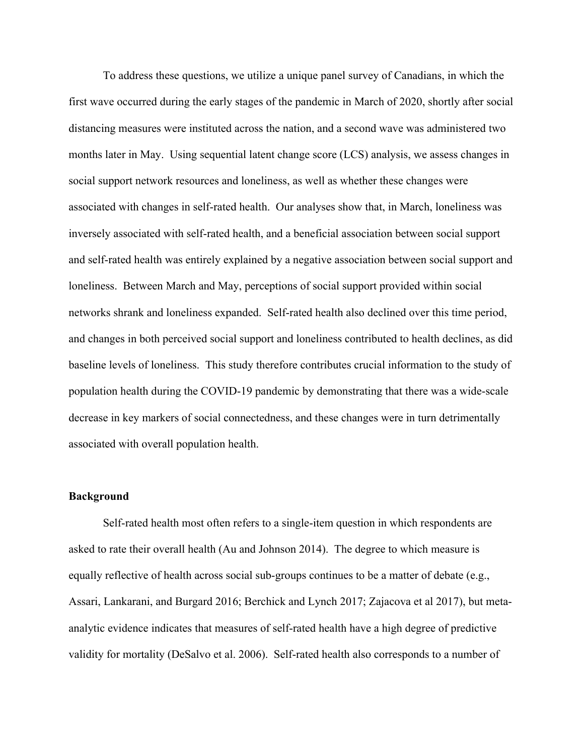To address these questions, we utilize a unique panel survey of Canadians, in which the first wave occurred during the early stages of the pandemic in March of 2020, shortly after social distancing measures were instituted across the nation, and a second wave was administered two months later in May. Using sequential latent change score (LCS) analysis, we assess changes in social support network resources and loneliness, as well as whether these changes were associated with changes in self-rated health. Our analyses show that, in March, loneliness was inversely associated with self-rated health, and a beneficial association between social support and self-rated health was entirely explained by a negative association between social support and loneliness. Between March and May, perceptions of social support provided within social networks shrank and loneliness expanded. Self-rated health also declined over this time period, and changes in both perceived social support and loneliness contributed to health declines, as did baseline levels of loneliness. This study therefore contributes crucial information to the study of population health during the COVID-19 pandemic by demonstrating that there was a wide-scale decrease in key markers of social connectedness, and these changes were in turn detrimentally associated with overall population health.

## Background

Self-rated health most often refers to a single-item question in which respondents are asked to rate their overall health (Au and Johnson 2014). The degree to which measure is equally reflective of health across social sub-groups continues to be a matter of debate (e.g., Assari, Lankarani, and Burgard 2016; Berchick and Lynch 2017; Zajacova et al 2017), but meta-analytic evidence indicates that measures of self-rated health have a high degree of predictive validity for mortality (DeSalvo et al. 2006). Self-rated health also corresponds to a number of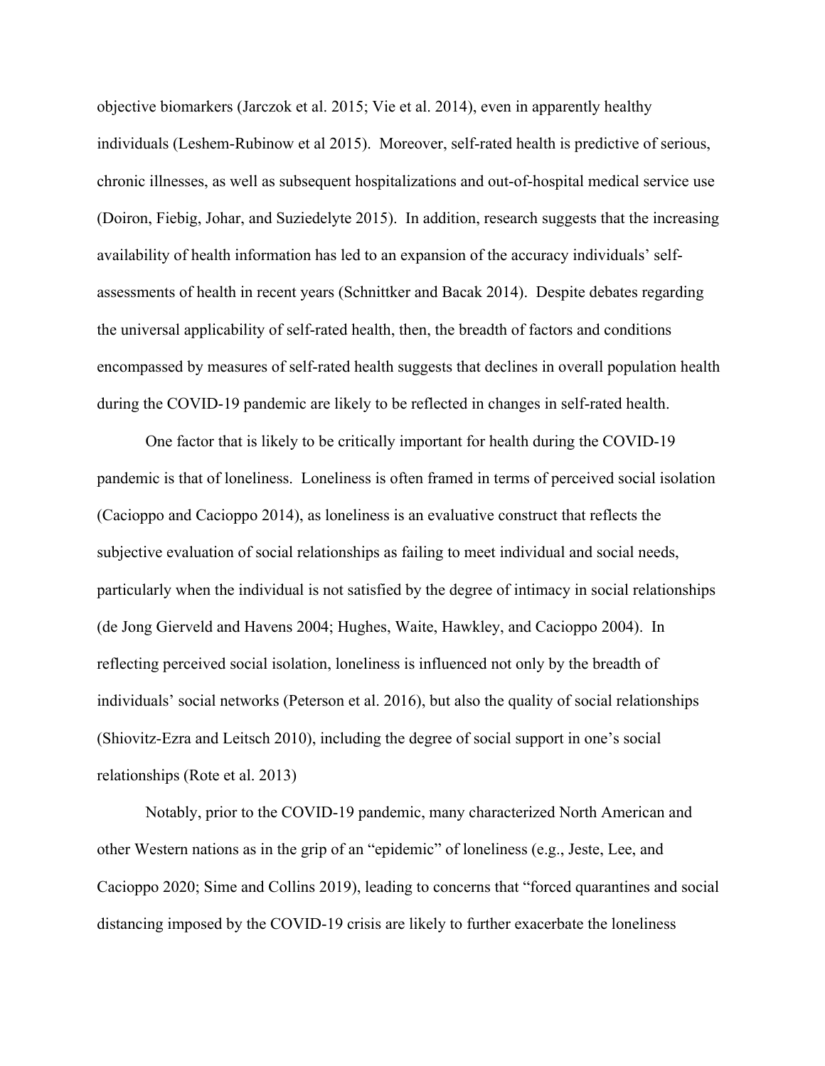objective biomarkers (Jarczok et al. 2015; Vie et al. 2014), even in apparently healthy individuals (Leshem-Rubinow et al 2015). Moreover, self-rated health is predictive of serious, chronic illnesses, as well as subsequent hospitalizations and out-of-hospital medical service use (Doiron, Fiebig, Johar, and Suziedelyte 2015). In addition, research suggests that the increasing availability of health information has led to an expansion of the accuracy individuals' self-assessments of health in recent years (Schnittker and Bacak 2014). Despite debates regarding the universal applicability of self-rated health, then, the breadth of factors and conditions encompassed by measures of self-rated health suggests that declines in overall population health during the COVID-19 pandemic are likely to be reflected in changes in self-rated health.

One factor that is likely to be critically important for health during the COVID-19 pandemic is that of loneliness. Loneliness is often framed in terms of perceived social isolation (Cacioppo and Cacioppo 2014), as loneliness is an evaluative construct that reflects the subjective evaluation of social relationships as failing to meet individual and social needs, particularly when the individual is not satisfied by the degree of intimacy in social relationships (de Jong Gierveld and Havens 2004; Hughes, Waite, Hawkley, and Cacioppo 2004). In reflecting perceived social isolation, loneliness is influenced not only by the breadth of individuals' social networks (Peterson et al. 2016), but also the quality of social relationships (Shiovitz-Ezra and Leitsch 2010), including the degree of social support in one's social relationships (Rote et al. 2013)

Notably, prior to the COVID-19 pandemic, many characterized North American and other Western nations as in the grip of an "epidemic" of loneliness (e.g., Jeste, Lee, and Cacioppo 2020; Sime and Collins 2019), leading to concerns that "forced quarantines and social distancing imposed by the COVID-19 crisis are likely to further exacerbate the loneliness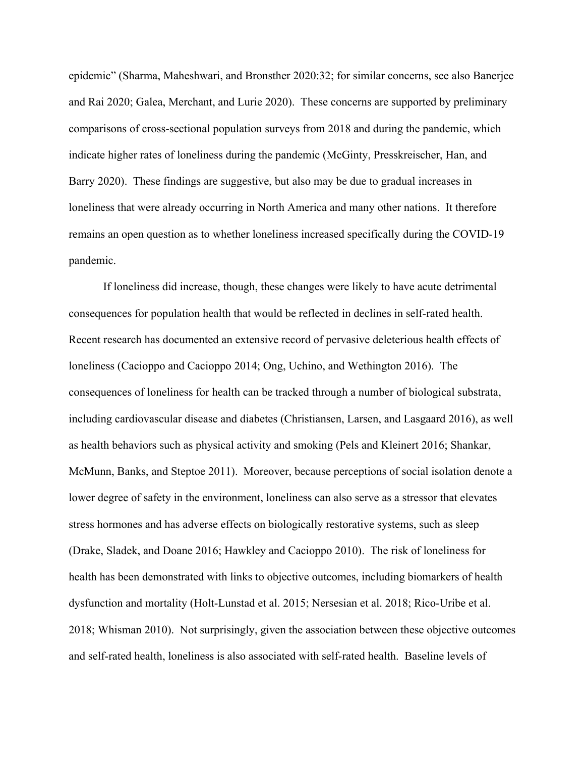epidemic" (Sharma, Maheshwari, and Bronsther 2020:32; for similar concerns, see also Banerjee and Rai 2020; Galea, Merchant, and Lurie 2020). These concerns are supported by preliminary comparisons of cross-sectional population surveys from 2018 and during the pandemic, which indicate higher rates of loneliness during the pandemic (McGinty, Presskreischer, Han, and Barry 2020). These findings are suggestive, but also may be due to gradual increases in loneliness that were already occurring in North America and many other nations. It therefore remains an open question as to whether loneliness increased specifically during the COVID-19 pandemic.

If loneliness did increase, though, these changes were likely to have acute detrimental consequences for population health that would be reflected in declines in self-rated health. Recent research has documented an extensive record of pervasive deleterious health effects of loneliness (Cacioppo and Cacioppo 2014; Ong, Uchino, and Wethington 2016). The consequences of loneliness for health can be tracked through a number of biological substrata, including cardiovascular disease and diabetes (Christiansen, Larsen, and Lasgaard 2016), as well as health behaviors such as physical activity and smoking (Pels and Kleinert 2016; Shankar, McMunn, Banks, and Steptoe 2011). Moreover, because perceptions of social isolation denote a lower degree of safety in the environment, loneliness can also serve as a stressor that elevates stress hormones and has adverse effects on biologically restorative systems, such as sleep (Drake, Sladek, and Doane 2016; Hawkley and Cacioppo 2010). The risk of loneliness for health has been demonstrated with links to objective outcomes, including biomarkers of health dysfunction and mortality (Holt-Lunstad et al. 2015; Nersesian et al. 2018; Rico-Uribe et al. 2018; Whisman 2010). Not surprisingly, given the association between these objective outcomes and self-rated health, loneliness is also associated with self-rated health. Baseline levels of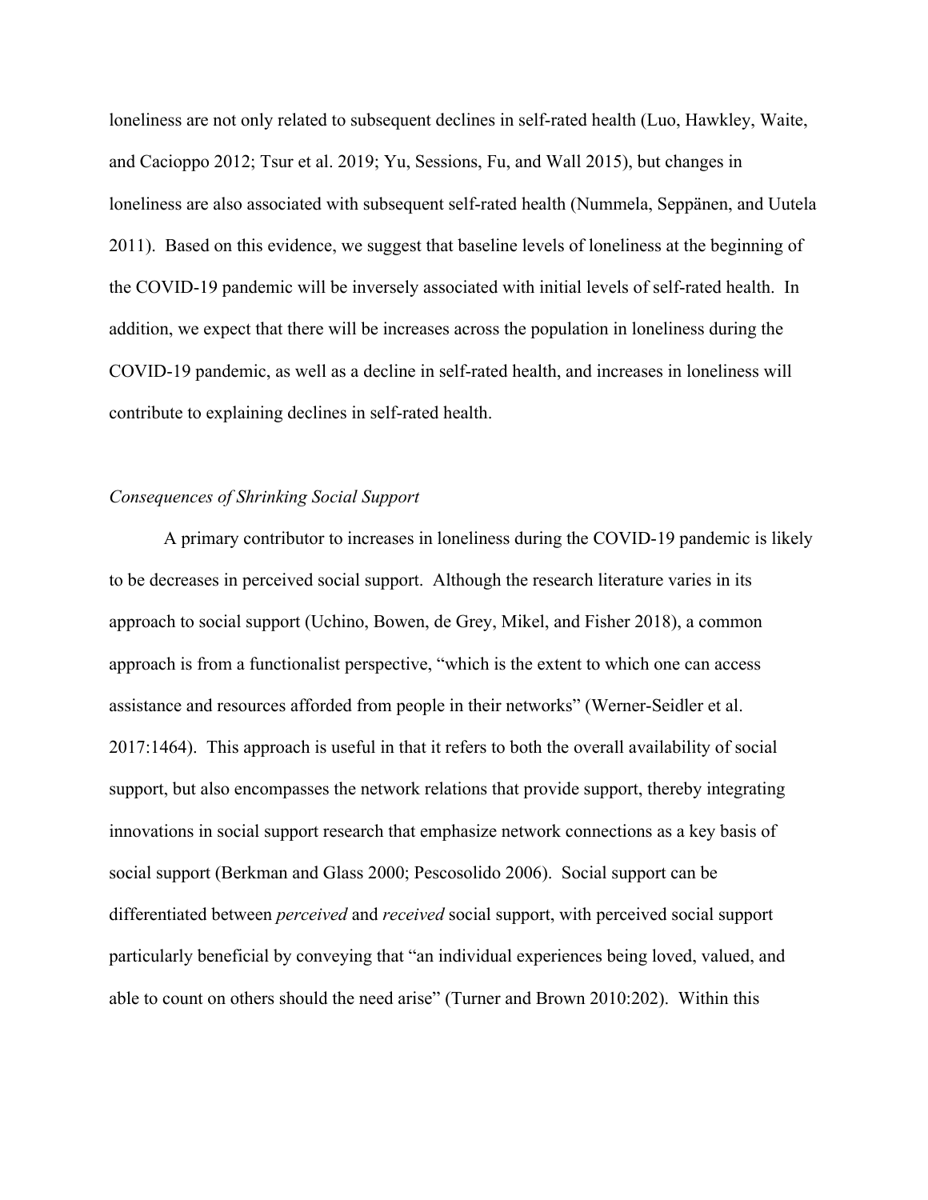loneliness are not only related to subsequent declines in self-rated health (Luo, Hawkley, Waite, and Cacioppo 2012; Tsur et al. 2019; Yu, Sessions, Fu, and Wall 2015), but changes in loneliness are also associated with subsequent self-rated health (Nummela, Seppänen, and Uutela 2011). Based on this evidence, we suggest that baseline levels of loneliness at the beginning of the COVID-19 pandemic will be inversely associated with initial levels of self-rated health. In addition, we expect that there will be increases across the population in loneliness during the COVID-19 pandemic, as well as a decline in self-rated health, and increases in loneliness will contribute to explaining declines in self-rated health.

*Consequences of Shrinking Social Support*

A primary contributor to increases in loneliness during the COVID-19 pandemic is likely to be decreases in perceived social support. Although the research literature varies in its approach to social support (Uchino, Bowen, de Grey, Mikel, and Fisher 2018), a common approach is from a functionalist perspective, "which is the extent to which one can access assistance and resources afforded from people in their networks" (Werner-Seidler et al. 2017:1464). This approach is useful in that it refers to both the overall availability of social support, but also encompasses the network relations that provide support, thereby integrating innovations in social support research that emphasize network connections as a key basis of social support (Berkman and Glass 2000; Pescosolido 2006). Social support can be differentiated between *perceived* and *received* social support, with perceived social support particularly beneficial by conveying that "an individual experiences being loved, valued, and able to count on others should the need arise" (Turner and Brown 2010:202). Within this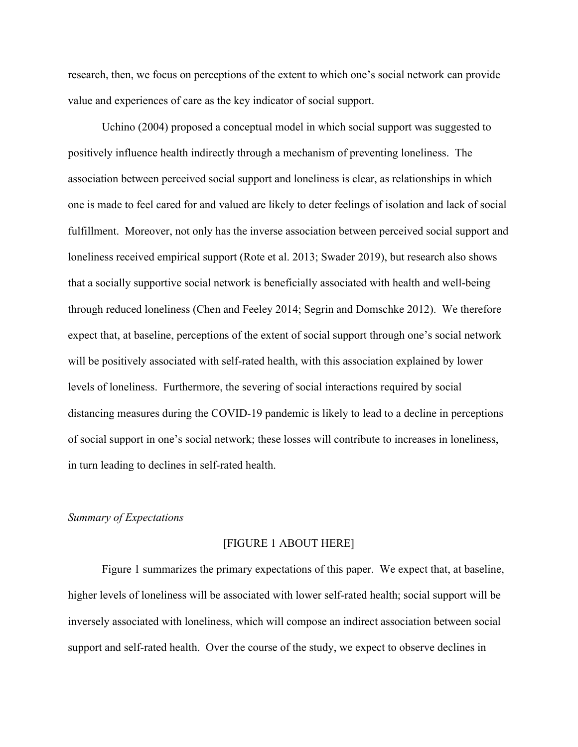research, then, we focus on perceptions of the extent to which one's social network can provide value and experiences of care as the key indicator of social support.

Uchino (2004) proposed a conceptual model in which social support was suggested to positively influence health indirectly through a mechanism of preventing loneliness. The association between perceived social support and loneliness is clear, as relationships in which one is made to feel cared for and valued are likely to deter feelings of isolation and lack of social fulfillment. Moreover, not only has the inverse association between perceived social support and loneliness received empirical support (Rote et al. 2013; Swader 2019), but research also shows that a socially supportive social network is beneficially associated with health and well-being through reduced loneliness (Chen and Feeley 2014; Segrin and Domschke 2012). We therefore expect that, at baseline, perceptions of the extent of social support through one's social network will be positively associated with self-rated health, with this association explained by lower levels of loneliness. Furthermore, the severing of social interactions required by social distancing measures during the COVID-19 pandemic is likely to lead to a decline in perceptions of social support in one's social network; these losses will contribute to increases in loneliness, in turn leading to declines in self-rated health.

*Summary of Expectations*

[FIGURE 1 ABOUT HERE]

Figure 1 summarizes the primary expectations of this paper. We expect that, at baseline, higher levels of loneliness will be associated with lower self-rated health; social support will be inversely associated with loneliness, which will compose an indirect association between social support and self-rated health. Over the course of the study, we expect to observe declines in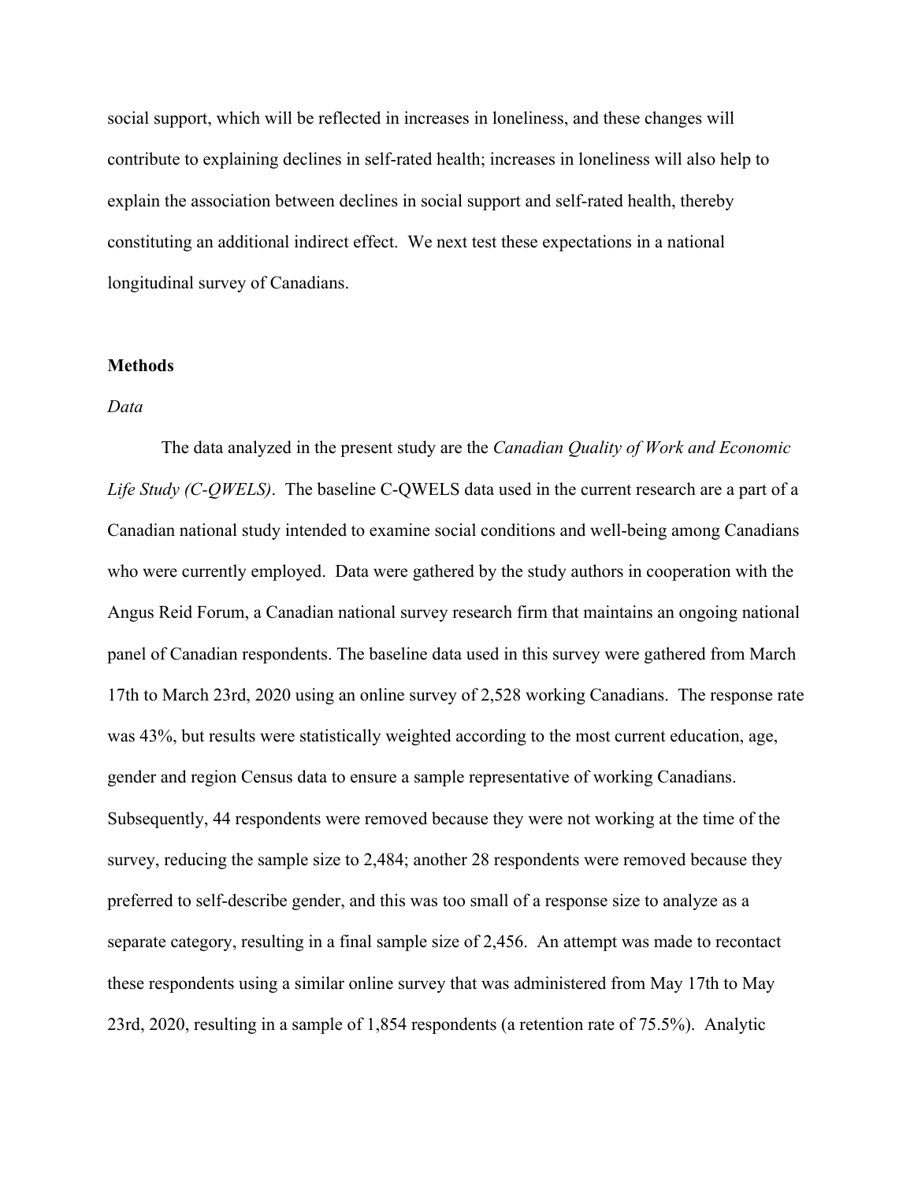social support, which will be reflected in increases in loneliness, and these changes will contribute to explaining declines in self-rated health; increases in loneliness will also help to explain the association between declines in social support and self-rated health, thereby constituting an additional indirect effect. We next test these expectations in a national longitudinal survey of Canadians.

## Methods

### *Data*

The data analyzed in the present study are the *Canadian Quality of Work and Economic Life Study (C-QWELS)*. The baseline C-QWELS data used in the current research are a part of a Canadian national study intended to examine social conditions and well-being among Canadians who were currently employed. Data were gathered by the study authors in cooperation with the Angus Reid Forum, a Canadian national survey research firm that maintains an ongoing national panel of Canadian respondents. The baseline data used in this survey were gathered from March 17th to March 23rd, 2020 using an online survey of 2,528 working Canadians. The response rate was 43%, but results were statistically weighted according to the most current education, age, gender and region Census data to ensure a sample representative of working Canadians. Subsequently, 44 respondents were removed because they were not working at the time of the survey, reducing the sample size to 2,484; another 28 respondents were removed because they preferred to self-describe gender, and this was too small of a response size to analyze as a separate category, resulting in a final sample size of 2,456. An attempt was made to recontact these respondents using a similar online survey that was administered from May 17th to May 23rd, 2020, resulting in a sample of 1,854 respondents (a retention rate of 75.5%). Analytic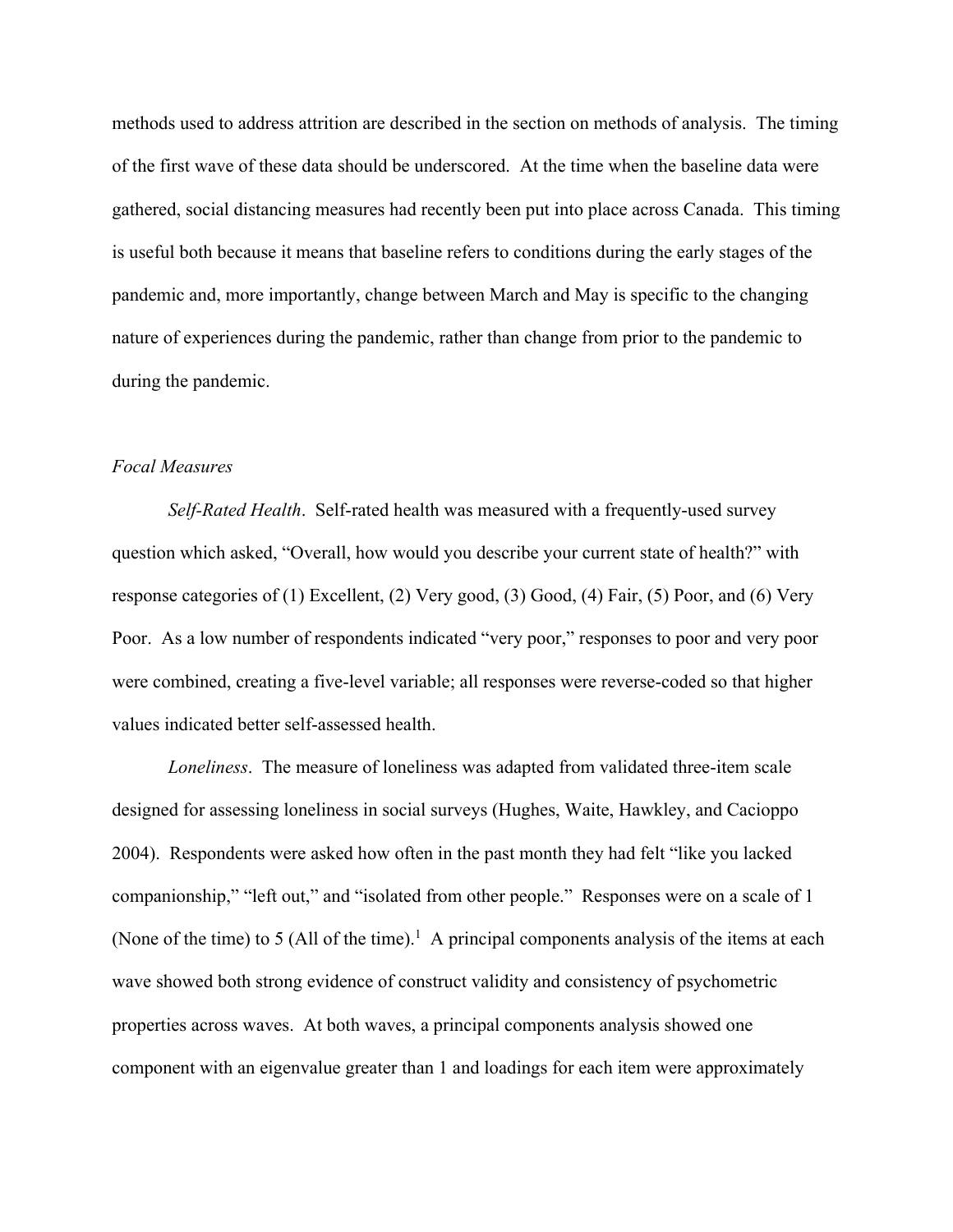methods used to address attrition are described in the section on methods of analysis. The timing of the first wave of these data should be underscored. At the time when the baseline data were gathered, social distancing measures had recently been put into place across Canada. This timing is useful both because it means that baseline refers to conditions during the early stages of the pandemic and, more importantly, change between March and May is specific to the changing nature of experiences during the pandemic, rather than change from prior to the pandemic to during the pandemic.

*Focal Measures*

*Self-Rated Health*. Self-rated health was measured with a frequently-used survey question which asked, "Overall, how would you describe your current state of health?" with response categories of (1) Excellent, (2) Very good, (3) Good, (4) Fair, (5) Poor, and (6) Very Poor. As a low number of respondents indicated "very poor," responses to poor and very poor were combined, creating a five-level variable; all responses were reverse-coded so that higher values indicated better self-assessed health.

*Loneliness*. The measure of loneliness was adapted from validated three-item scale designed for assessing loneliness in social surveys (Hughes, Waite, Hawkley, and Cacioppo 2004). Respondents were asked how often in the past month they had felt "like you lacked companionship," "left out," and "isolated from other people." Responses were on a scale of 1 (None of the time) to 5 (All of the time).[1] A principal components analysis of the items at each wave showed both strong evidence of construct validity and consistency of psychometric properties across waves. At both waves, a principal components analysis showed one component with an eigenvalue greater than 1 and loadings for each item were approximately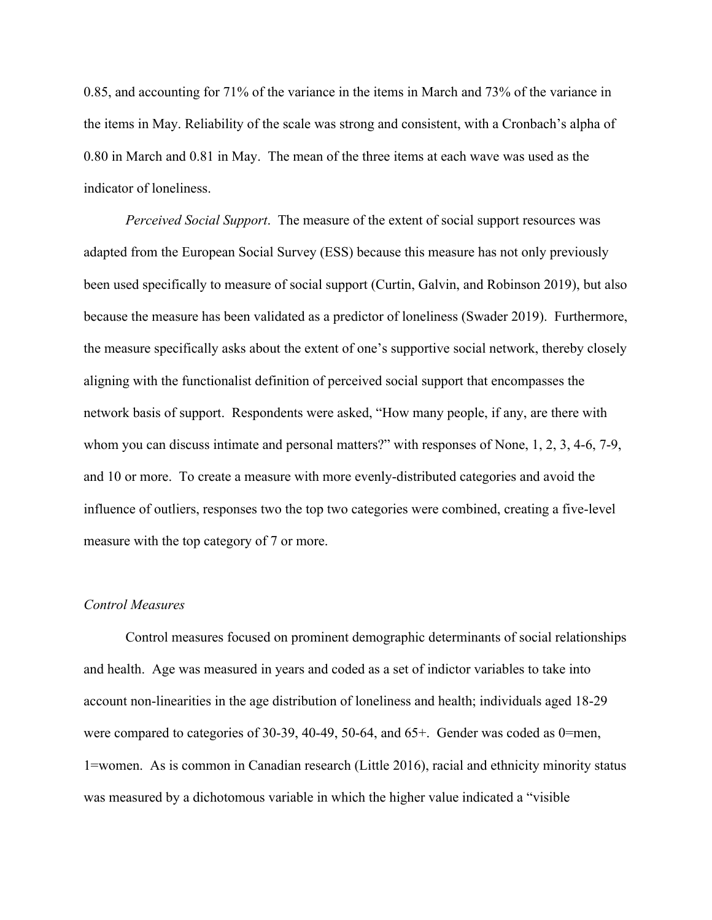0.85, and accounting for 71% of the variance in the items in March and 73% of the variance in the items in May. Reliability of the scale was strong and consistent, with a Cronbach's alpha of 0.80 in March and 0.81 in May. The mean of the three items at each wave was used as the indicator of loneliness.

*Perceived Social Support*. The measure of the extent of social support resources was adapted from the European Social Survey (ESS) because this measure has not only previously been used specifically to measure of social support (Curtin, Galvin, and Robinson 2019), but also because the measure has been validated as a predictor of loneliness (Swader 2019). Furthermore, the measure specifically asks about the extent of one's supportive social network, thereby closely aligning with the functionalist definition of perceived social support that encompasses the network basis of support. Respondents were asked, "How many people, if any, are there with whom you can discuss intimate and personal matters?" with responses of None, 1, 2, 3, 4-6, 7-9, and 10 or more. To create a measure with more evenly-distributed categories and avoid the influence of outliers, responses two the top two categories were combined, creating a five-level measure with the top category of 7 or more.

*Control Measures*

Control measures focused on prominent demographic determinants of social relationships and health. Age was measured in years and coded as a set of indictor variables to take into account non-linearities in the age distribution of loneliness and health; individuals aged 18-29 were compared to categories of 30-39, 40-49, 50-64, and 65+. Gender was coded as 0=men, 1=women. As is common in Canadian research (Little 2016), racial and ethnicity minority status was measured by a dichotomous variable in which the higher value indicated a "visible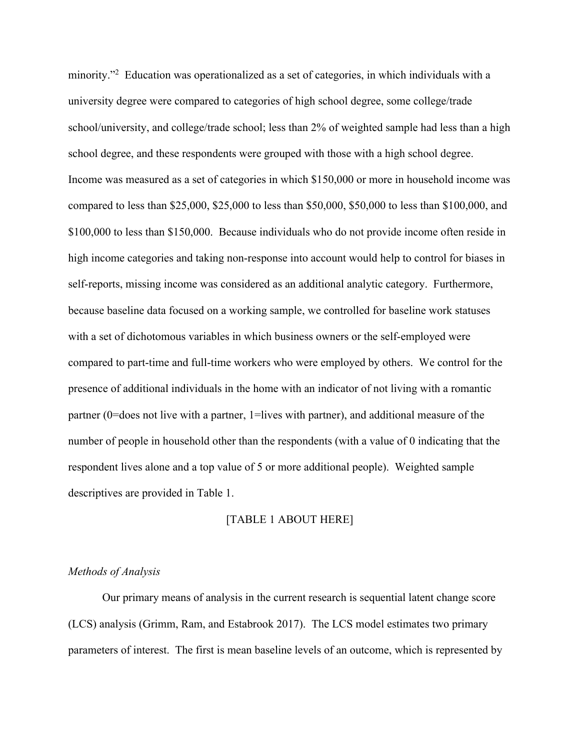minority."[2] Education was operationalized as a set of categories, in which individuals with a university degree were compared to categories of high school degree, some college/trade school/university, and college/trade school; less than 2% of weighted sample had less than a high school degree, and these respondents were grouped with those with a high school degree. Income was measured as a set of categories in which $150,000 or more in household income was compared to less than $25,000, $25,000 to less than $50,000, $50,000 to less than $100,000, and $100,000 to less than $150,000. Because individuals who do not provide income often reside in high income categories and taking non-response into account would help to control for biases in self-reports, missing income was considered as an additional analytic category. Furthermore, because baseline data focused on a working sample, we controlled for baseline work statuses with a set of dichotomous variables in which business owners or the self-employed were compared to part-time and full-time workers who were employed by others. We control for the presence of additional individuals in the home with an indicator of not living with a romantic partner (0=does not live with a partner, 1=lives with partner), and additional measure of the number of people in household other than the respondents (with a value of 0 indicating that the respondent lives alone and a top value of 5 or more additional people). Weighted sample descriptives are provided in Table 1.

[TABLE 1 ABOUT HERE]

*Methods of Analysis*

Our primary means of analysis in the current research is sequential latent change score (LCS) analysis (Grimm, Ram, and Estabrook 2017). The LCS model estimates two primary parameters of interest. The first is mean baseline levels of an outcome, which is represented by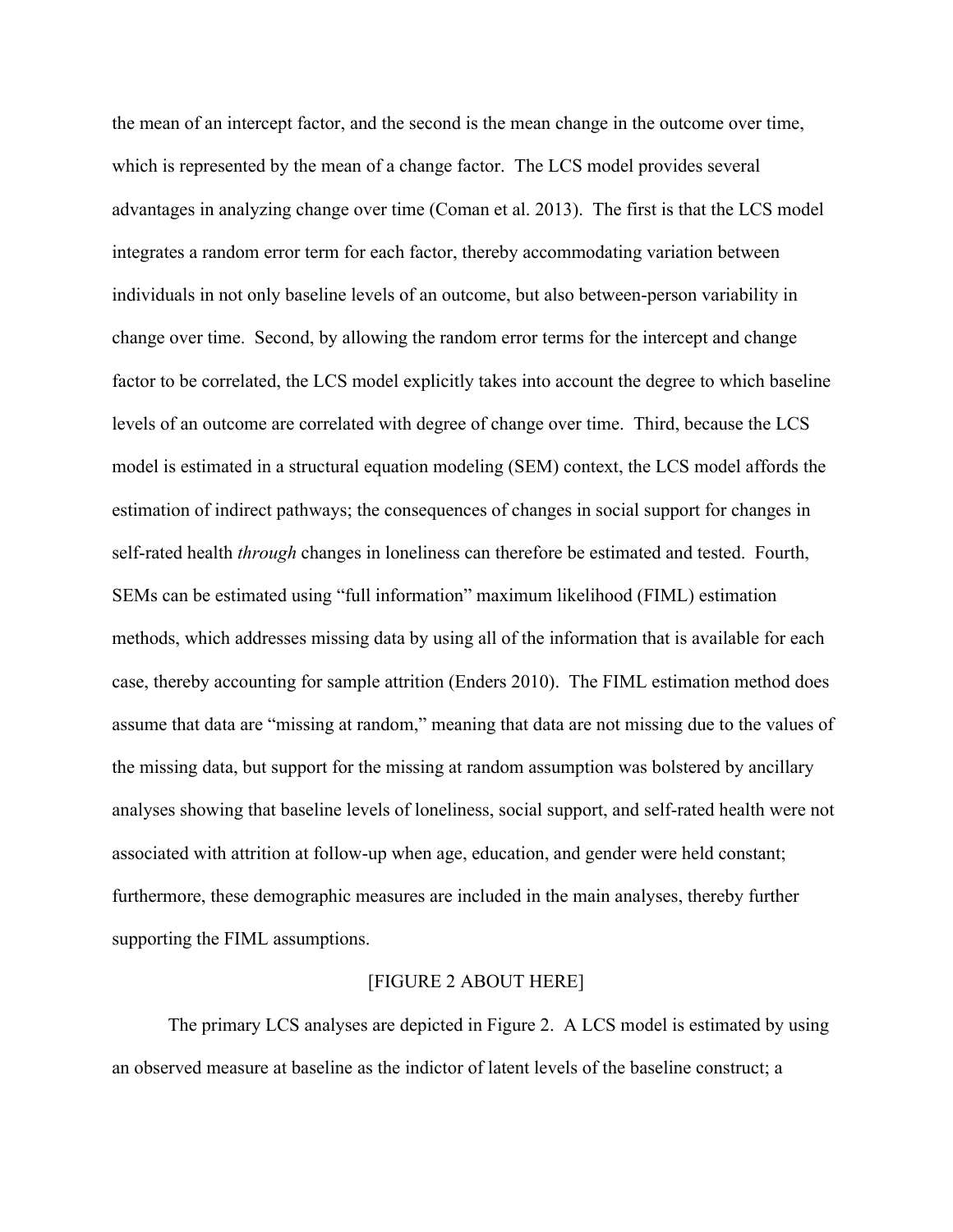the mean of an intercept factor, and the second is the mean change in the outcome over time, which is represented by the mean of a change factor. The LCS model provides several advantages in analyzing change over time (Coman et al. 2013). The first is that the LCS model integrates a random error term for each factor, thereby accommodating variation between individuals in not only baseline levels of an outcome, but also between-person variability in change over time. Second, by allowing the random error terms for the intercept and change factor to be correlated, the LCS model explicitly takes into account the degree to which baseline levels of an outcome are correlated with degree of change over time. Third, because the LCS model is estimated in a structural equation modeling (SEM) context, the LCS model affords the estimation of indirect pathways; the consequences of changes in social support for changes in self-rated health *through* changes in loneliness can therefore be estimated and tested. Fourth, SEMs can be estimated using "full information" maximum likelihood (FIML) estimation methods, which addresses missing data by using all of the information that is available for each case, thereby accounting for sample attrition (Enders 2010). The FIML estimation method does assume that data are "missing at random," meaning that data are not missing due to the values of the missing data, but support for the missing at random assumption was bolstered by ancillary analyses showing that baseline levels of loneliness, social support, and self-rated health were not associated with attrition at follow-up when age, education, and gender were held constant; furthermore, these demographic measures are included in the main analyses, thereby further supporting the FIML assumptions.

[FIGURE 2 ABOUT HERE]

The primary LCS analyses are depicted in Figure 2. A LCS model is estimated by using an observed measure at baseline as the indictor of latent levels of the baseline construct; a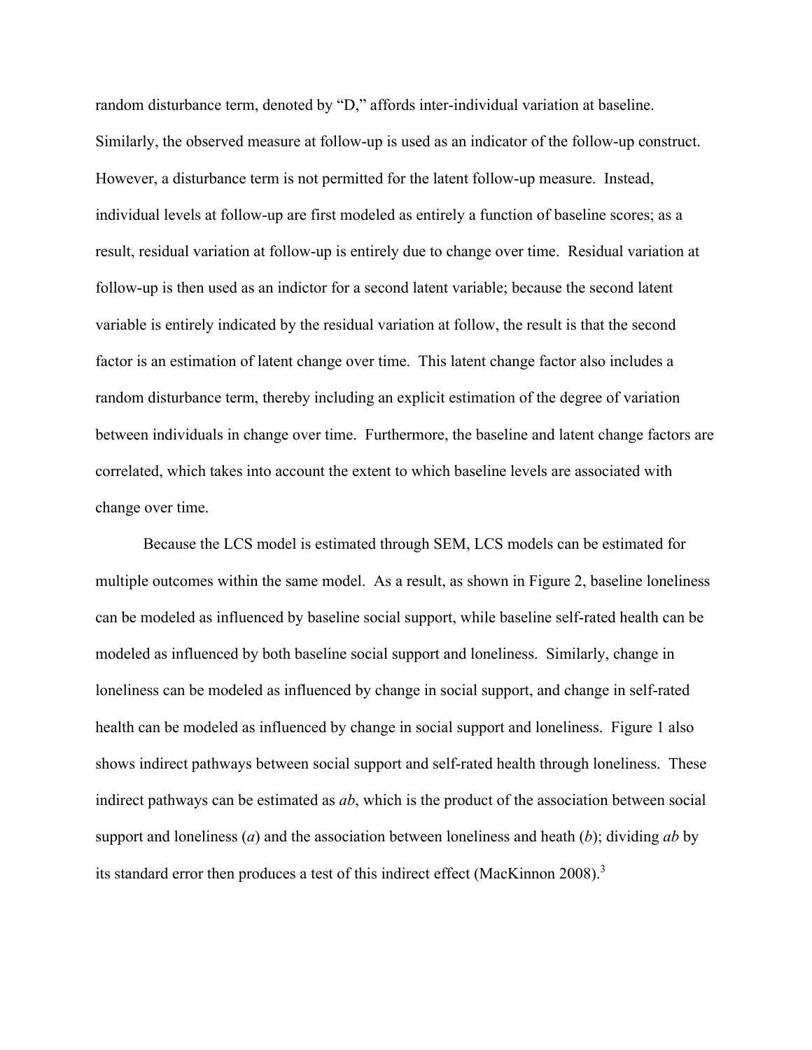random disturbance term, denoted by "D," affords inter-individual variation at baseline. Similarly, the observed measure at follow-up is used as an indicator of the follow-up construct. However, a disturbance term is not permitted for the latent follow-up measure. Instead, individual levels at follow-up are first modeled as entirely a function of baseline scores; as a result, residual variation at follow-up is entirely due to change over time. Residual variation at follow-up is then used as an indictor for a second latent variable; because the second latent variable is entirely indicated by the residual variation at follow, the result is that the second factor is an estimation of latent change over time. This latent change factor also includes a random disturbance term, thereby including an explicit estimation of the degree of variation between individuals in change over time. Furthermore, the baseline and latent change factors are correlated, which takes into account the extent to which baseline levels are associated with change over time.

Because the LCS model is estimated through SEM, LCS models can be estimated for multiple outcomes within the same model. As a result, as shown in Figure 2, baseline loneliness can be modeled as influenced by baseline social support, while baseline self-rated health can be modeled as influenced by both baseline social support and loneliness. Similarly, change in loneliness can be modeled as influenced by change in social support, and change in self-rated health can be modeled as influenced by change in social support and loneliness. Figure 1 also shows indirect pathways between social support and self-rated health through loneliness. These indirect pathways can be estimated as *ab*, which is the product of the association between social support and loneliness (*a*) and the association between loneliness and heath (*b*); dividing *ab* by its standard error then produces a test of this indirect effect (MacKinnon 2008).[3]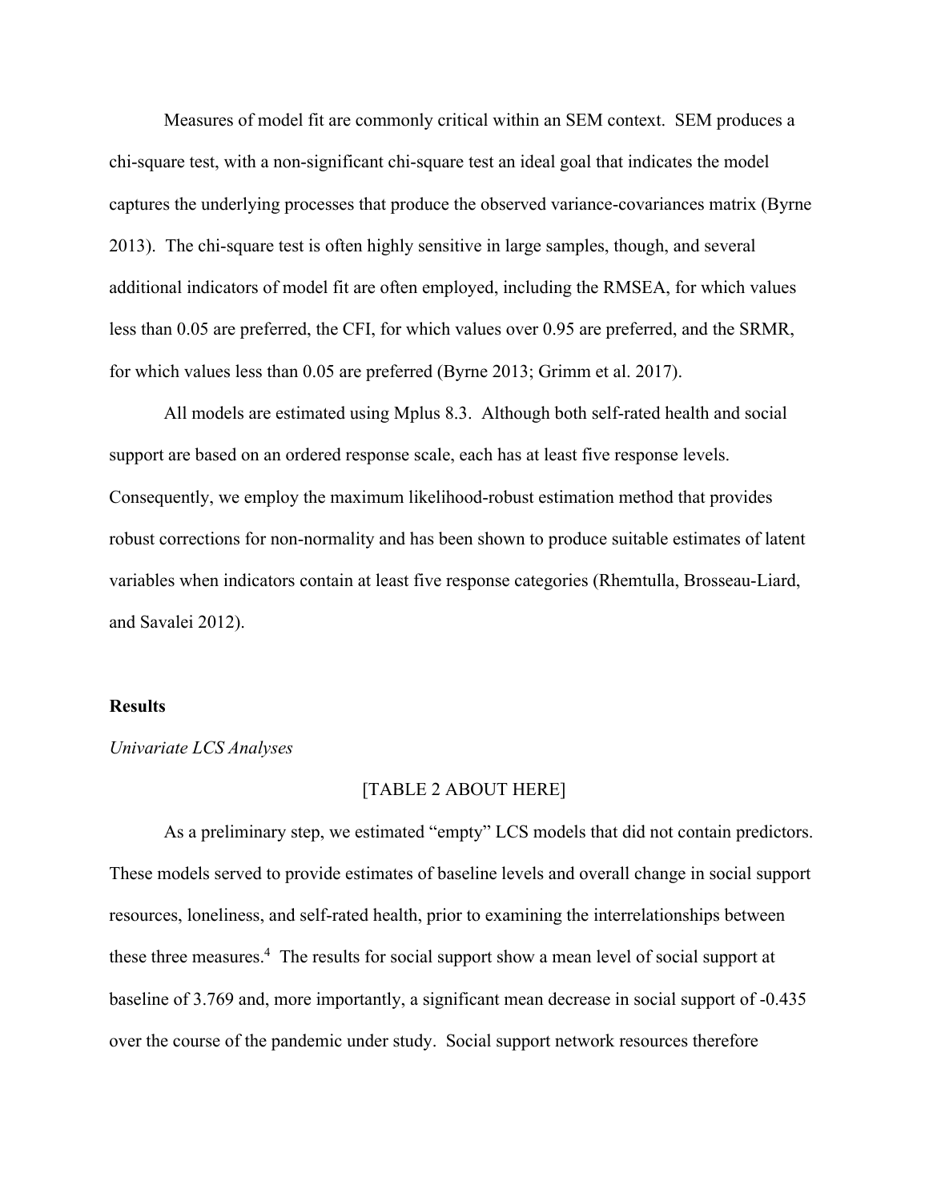Measures of model fit are commonly critical within an SEM context. SEM produces a chi-square test, with a non-significant chi-square test an ideal goal that indicates the model captures the underlying processes that produce the observed variance-covariances matrix (Byrne 2013). The chi-square test is often highly sensitive in large samples, though, and several additional indicators of model fit are often employed, including the RMSEA, for which values less than 0.05 are preferred, the CFI, for which values over 0.95 are preferred, and the SRMR, for which values less than 0.05 are preferred (Byrne 2013; Grimm et al. 2017).

All models are estimated using Mplus 8.3. Although both self-rated health and social support are based on an ordered response scale, each has at least five response levels. Consequently, we employ the maximum likelihood-robust estimation method that provides robust corrections for non-normality and has been shown to produce suitable estimates of latent variables when indicators contain at least five response categories (Rhemtulla, Brosseau-Liard, and Savalei 2012).

## Results

*Univariate LCS Analyses*

[TABLE 2 ABOUT HERE]

As a preliminary step, we estimated "empty" LCS models that did not contain predictors. These models served to provide estimates of baseline levels and overall change in social support resources, loneliness, and self-rated health, prior to examining the interrelationships between these three measures.[4] The results for social support show a mean level of social support at baseline of 3.769 and, more importantly, a significant mean decrease in social support of -0.435 over the course of the pandemic under study. Social support network resources therefore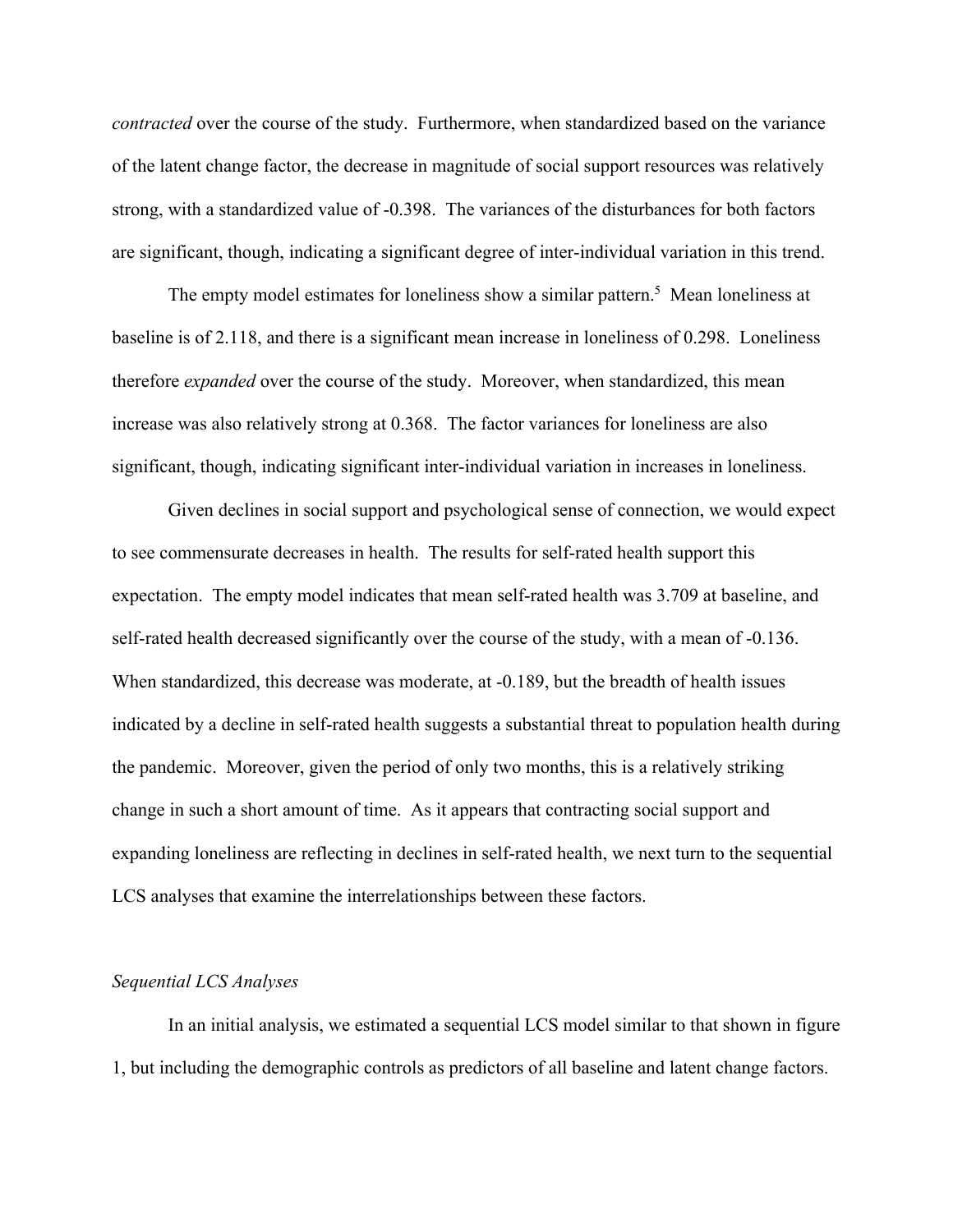*contracted* over the course of the study. Furthermore, when standardized based on the variance of the latent change factor, the decrease in magnitude of social support resources was relatively strong, with a standardized value of -0.398. The variances of the disturbances for both factors are significant, though, indicating a significant degree of inter-individual variation in this trend.

The empty model estimates for loneliness show a similar pattern.[5] Mean loneliness at baseline is of 2.118, and there is a significant mean increase in loneliness of 0.298. Loneliness therefore *expanded* over the course of the study. Moreover, when standardized, this mean increase was also relatively strong at 0.368. The factor variances for loneliness are also significant, though, indicating significant inter-individual variation in increases in loneliness.

Given declines in social support and psychological sense of connection, we would expect to see commensurate decreases in health. The results for self-rated health support this expectation. The empty model indicates that mean self-rated health was 3.709 at baseline, and self-rated health decreased significantly over the course of the study, with a mean of -0.136. When standardized, this decrease was moderate, at -0.189, but the breadth of health issues indicated by a decline in self-rated health suggests a substantial threat to population health during the pandemic. Moreover, given the period of only two months, this is a relatively striking change in such a short amount of time. As it appears that contracting social support and expanding loneliness are reflecting in declines in self-rated health, we next turn to the sequential LCS analyses that examine the interrelationships between these factors.

### *Sequential LCS Analyses*

In an initial analysis, we estimated a sequential LCS model similar to that shown in figure 1, but including the demographic controls as predictors of all baseline and latent change factors.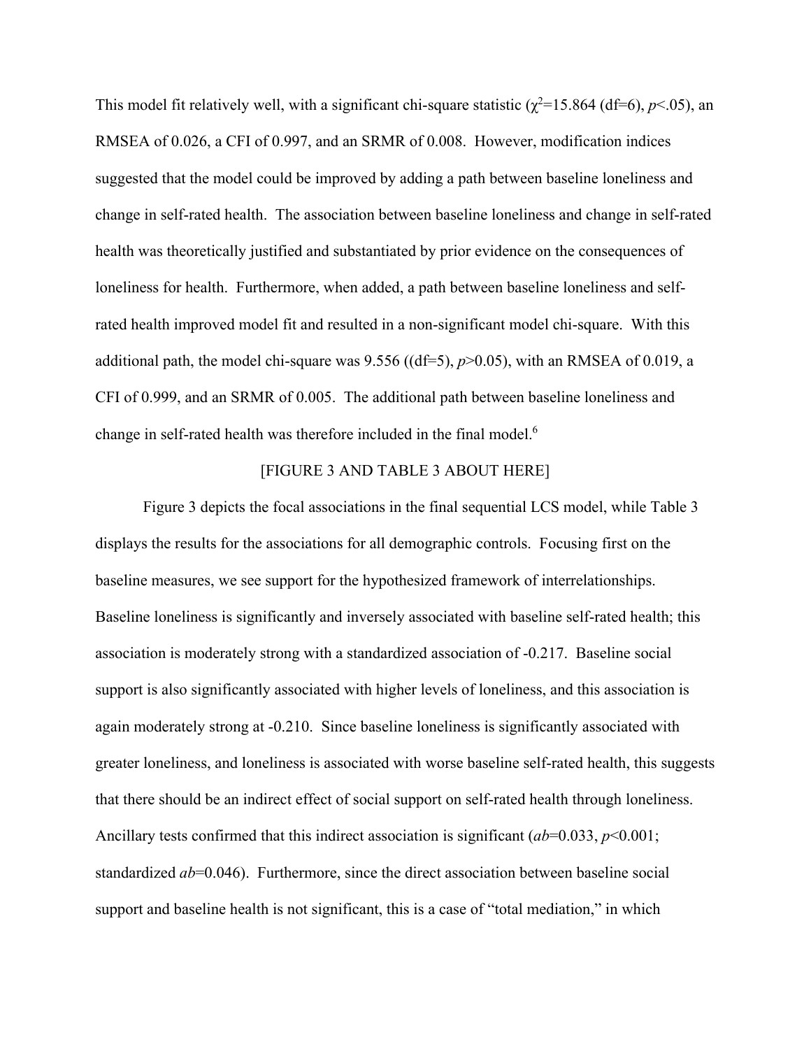This model fit relatively well, with a significant chi-square statistic ($\chi^2$=15.864 (df=6), $p$<.05), an RMSEA of 0.026, a CFI of 0.997, and an SRMR of 0.008. However, modification indices suggested that the model could be improved by adding a path between baseline loneliness and change in self-rated health. The association between baseline loneliness and change in self-rated health was theoretically justified and substantiated by prior evidence on the consequences of loneliness for health. Furthermore, when added, a path between baseline loneliness and self-rated health improved model fit and resulted in a non-significant model chi-square. With this additional path, the model chi-square was 9.556 ((df=5), $p$>0.05), with an RMSEA of 0.019, a CFI of 0.999, and an SRMR of 0.005. The additional path between baseline loneliness and change in self-rated health was therefore included in the final model.[6]

[FIGURE 3 AND TABLE 3 ABOUT HERE]

Figure 3 depicts the focal associations in the final sequential LCS model, while Table 3 displays the results for the associations for all demographic controls. Focusing first on the baseline measures, we see support for the hypothesized framework of interrelationships. Baseline loneliness is significantly and inversely associated with baseline self-rated health; this association is moderately strong with a standardized association of -0.217. Baseline social support is also significantly associated with higher levels of loneliness, and this association is again moderately strong at -0.210. Since baseline loneliness is significantly associated with greater loneliness, and loneliness is associated with worse baseline self-rated health, this suggests that there should be an indirect effect of social support on self-rated health through loneliness. Ancillary tests confirmed that this indirect association is significant ($ab$=0.033, $p$<0.001; standardized $ab$=0.046). Furthermore, since the direct association between baseline social support and baseline health is not significant, this is a case of "total mediation," in which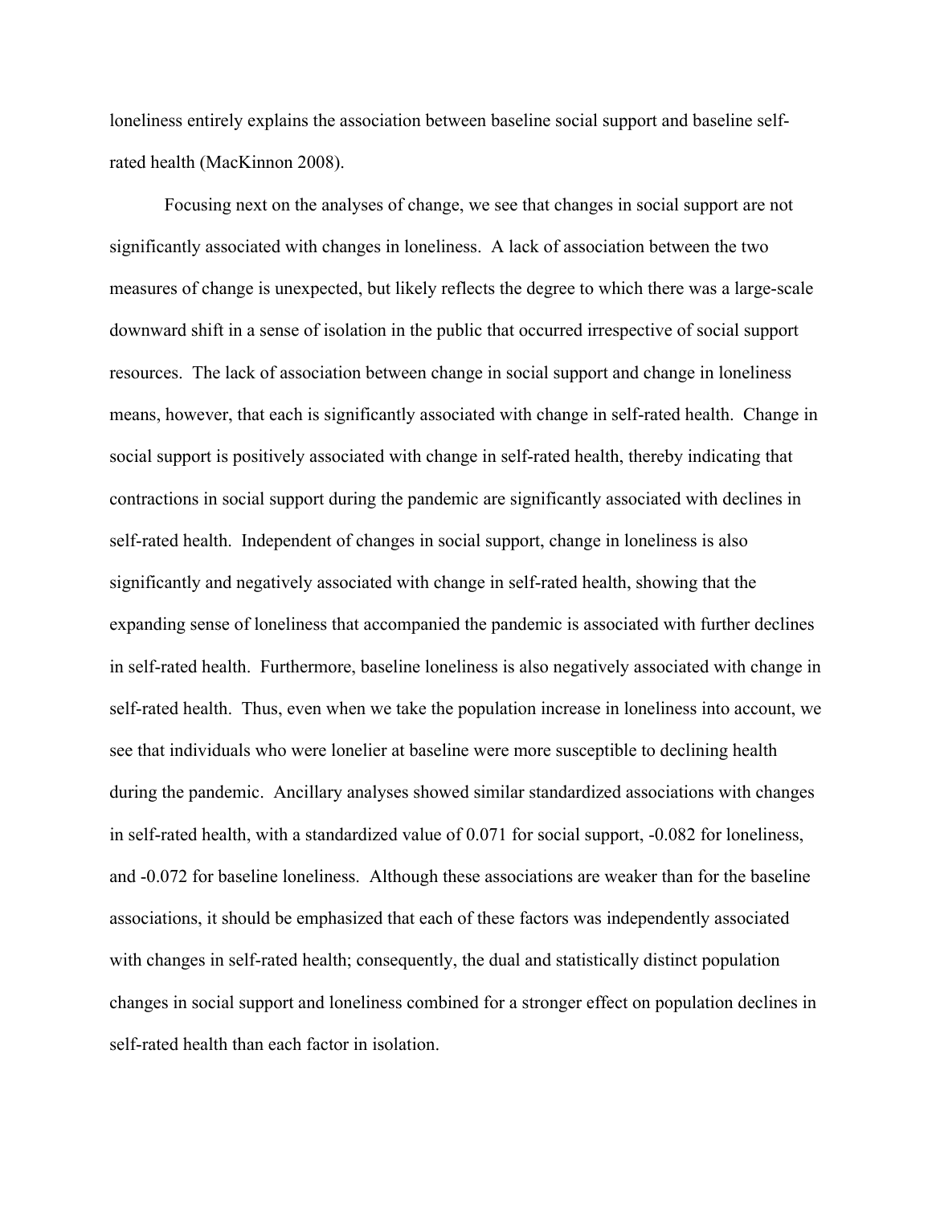loneliness entirely explains the association between baseline social support and baseline self-rated health (MacKinnon 2008).

Focusing next on the analyses of change, we see that changes in social support are not significantly associated with changes in loneliness. A lack of association between the two measures of change is unexpected, but likely reflects the degree to which there was a large-scale downward shift in a sense of isolation in the public that occurred irrespective of social support resources. The lack of association between change in social support and change in loneliness means, however, that each is significantly associated with change in self-rated health. Change in social support is positively associated with change in self-rated health, thereby indicating that contractions in social support during the pandemic are significantly associated with declines in self-rated health. Independent of changes in social support, change in loneliness is also significantly and negatively associated with change in self-rated health, showing that the expanding sense of loneliness that accompanied the pandemic is associated with further declines in self-rated health. Furthermore, baseline loneliness is also negatively associated with change in self-rated health. Thus, even when we take the population increase in loneliness into account, we see that individuals who were lonelier at baseline were more susceptible to declining health during the pandemic. Ancillary analyses showed similar standardized associations with changes in self-rated health, with a standardized value of 0.071 for social support, -0.082 for loneliness, and -0.072 for baseline loneliness. Although these associations are weaker than for the baseline associations, it should be emphasized that each of these factors was independently associated with changes in self-rated health; consequently, the dual and statistically distinct population changes in social support and loneliness combined for a stronger effect on population declines in self-rated health than each factor in isolation.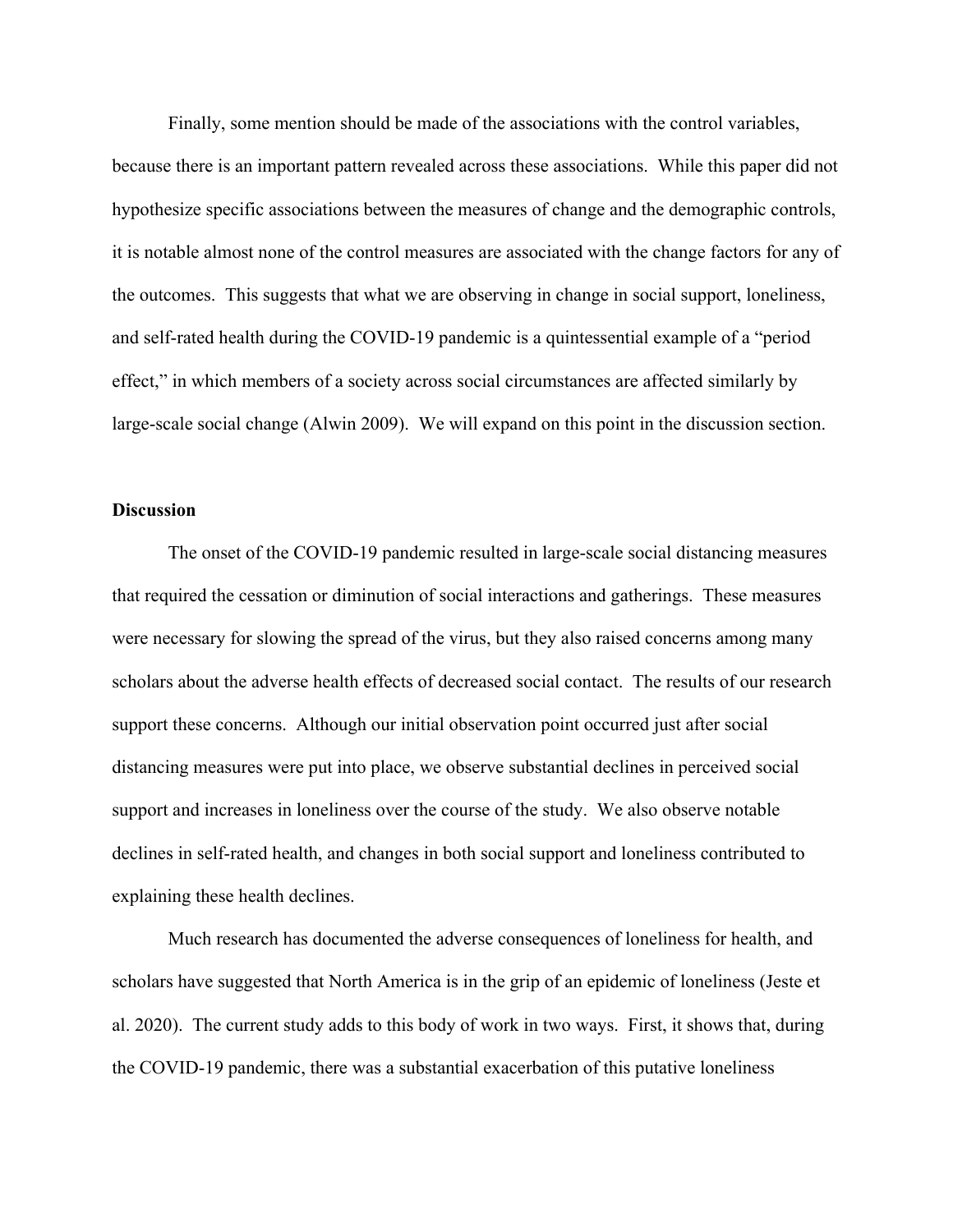Finally, some mention should be made of the associations with the control variables, because there is an important pattern revealed across these associations. While this paper did not hypothesize specific associations between the measures of change and the demographic controls, it is notable almost none of the control measures are associated with the change factors for any of the outcomes. This suggests that what we are observing in change in social support, loneliness, and self-rated health during the COVID-19 pandemic is a quintessential example of a "period effect," in which members of a society across social circumstances are affected similarly by large-scale social change (Alwin 2009). We will expand on this point in the discussion section.

**Discussion**

The onset of the COVID-19 pandemic resulted in large-scale social distancing measures that required the cessation or diminution of social interactions and gatherings. These measures were necessary for slowing the spread of the virus, but they also raised concerns among many scholars about the adverse health effects of decreased social contact. The results of our research support these concerns. Although our initial observation point occurred just after social distancing measures were put into place, we observe substantial declines in perceived social support and increases in loneliness over the course of the study. We also observe notable declines in self-rated health, and changes in both social support and loneliness contributed to explaining these health declines.

Much research has documented the adverse consequences of loneliness for health, and scholars have suggested that North America is in the grip of an epidemic of loneliness (Jeste et al. 2020). The current study adds to this body of work in two ways. First, it shows that, during the COVID-19 pandemic, there was a substantial exacerbation of this putative loneliness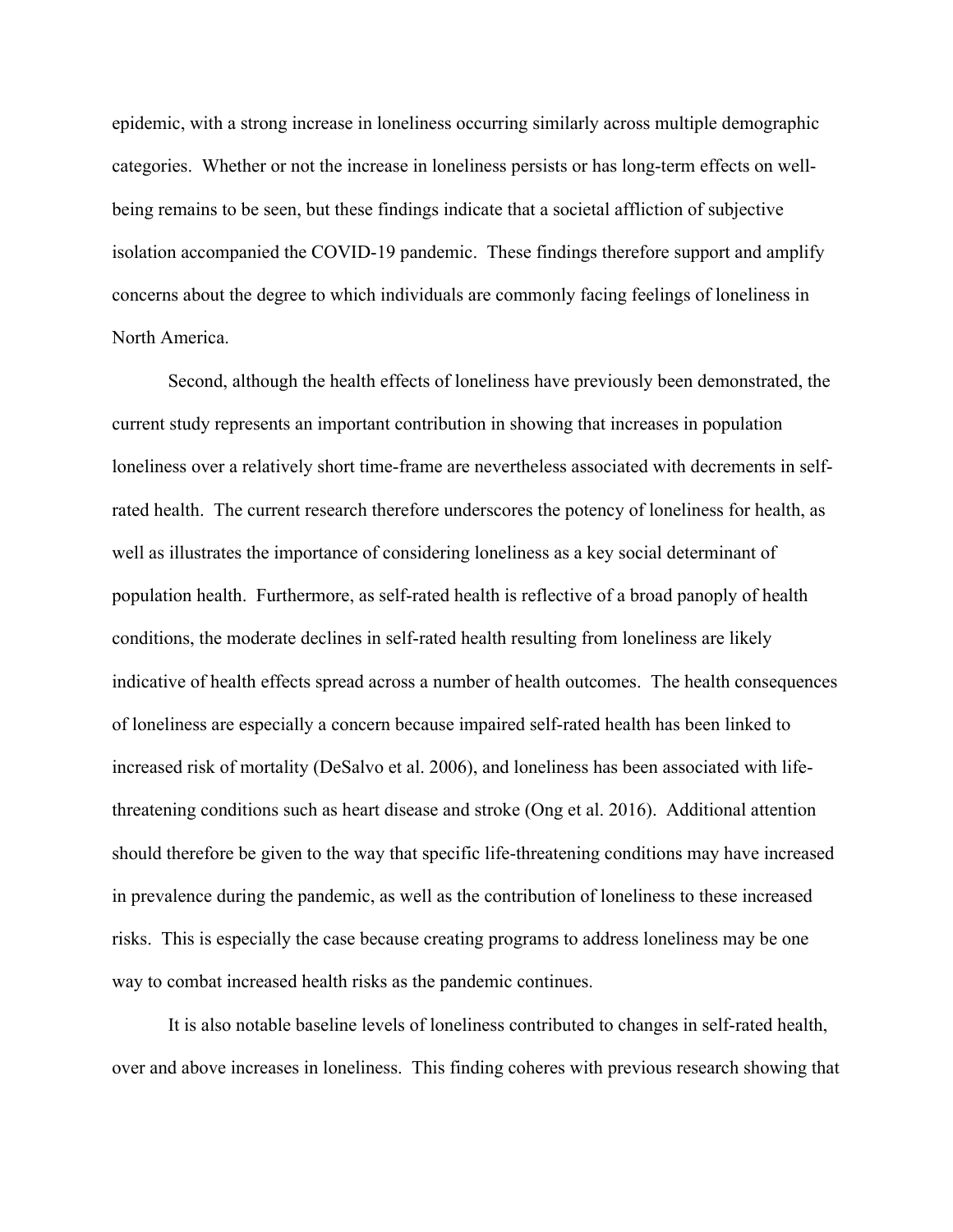epidemic, with a strong increase in loneliness occurring similarly across multiple demographic categories. Whether or not the increase in loneliness persists or has long-term effects on well-being remains to be seen, but these findings indicate that a societal affliction of subjective isolation accompanied the COVID-19 pandemic. These findings therefore support and amplify concerns about the degree to which individuals are commonly facing feelings of loneliness in North America.

Second, although the health effects of loneliness have previously been demonstrated, the current study represents an important contribution in showing that increases in population loneliness over a relatively short time-frame are nevertheless associated with decrements in self-rated health. The current research therefore underscores the potency of loneliness for health, as well as illustrates the importance of considering loneliness as a key social determinant of population health. Furthermore, as self-rated health is reflective of a broad panoply of health conditions, the moderate declines in self-rated health resulting from loneliness are likely indicative of health effects spread across a number of health outcomes. The health consequences of loneliness are especially a concern because impaired self-rated health has been linked to increased risk of mortality (DeSalvo et al. 2006), and loneliness has been associated with life-threatening conditions such as heart disease and stroke (Ong et al. 2016). Additional attention should therefore be given to the way that specific life-threatening conditions may have increased in prevalence during the pandemic, as well as the contribution of loneliness to these increased risks. This is especially the case because creating programs to address loneliness may be one way to combat increased health risks as the pandemic continues.

It is also notable baseline levels of loneliness contributed to changes in self-rated health, over and above increases in loneliness. This finding coheres with previous research showing that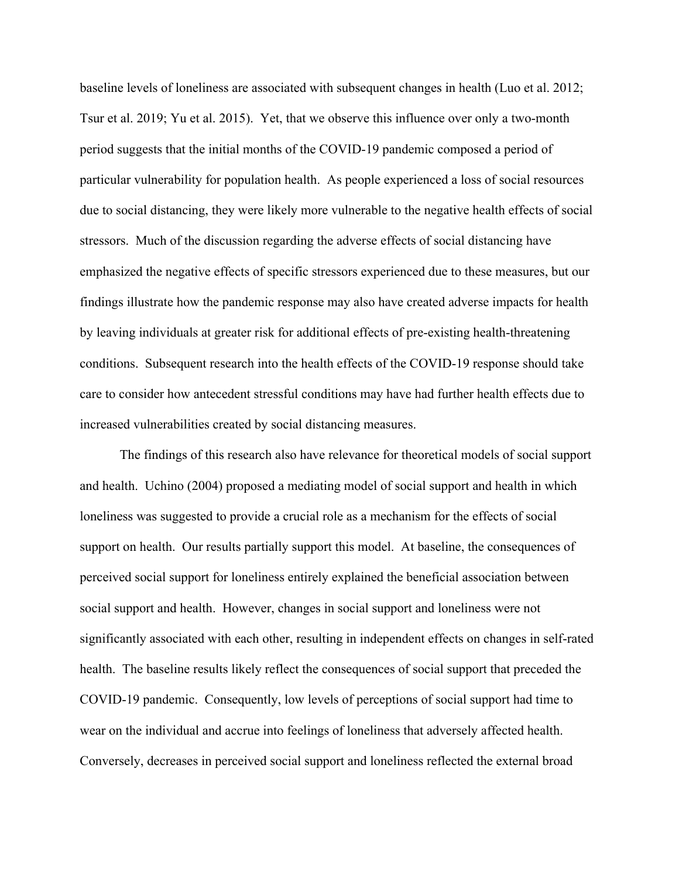baseline levels of loneliness are associated with subsequent changes in health (Luo et al. 2012; Tsur et al. 2019; Yu et al. 2015). Yet, that we observe this influence over only a two-month period suggests that the initial months of the COVID-19 pandemic composed a period of particular vulnerability for population health. As people experienced a loss of social resources due to social distancing, they were likely more vulnerable to the negative health effects of social stressors. Much of the discussion regarding the adverse effects of social distancing have emphasized the negative effects of specific stressors experienced due to these measures, but our findings illustrate how the pandemic response may also have created adverse impacts for health by leaving individuals at greater risk for additional effects of pre-existing health-threatening conditions. Subsequent research into the health effects of the COVID-19 response should take care to consider how antecedent stressful conditions may have had further health effects due to increased vulnerabilities created by social distancing measures.

The findings of this research also have relevance for theoretical models of social support and health. Uchino (2004) proposed a mediating model of social support and health in which loneliness was suggested to provide a crucial role as a mechanism for the effects of social support on health. Our results partially support this model. At baseline, the consequences of perceived social support for loneliness entirely explained the beneficial association between social support and health. However, changes in social support and loneliness were not significantly associated with each other, resulting in independent effects on changes in self-rated health. The baseline results likely reflect the consequences of social support that preceded the COVID-19 pandemic. Consequently, low levels of perceptions of social support had time to wear on the individual and accrue into feelings of loneliness that adversely affected health. Conversely, decreases in perceived social support and loneliness reflected the external broad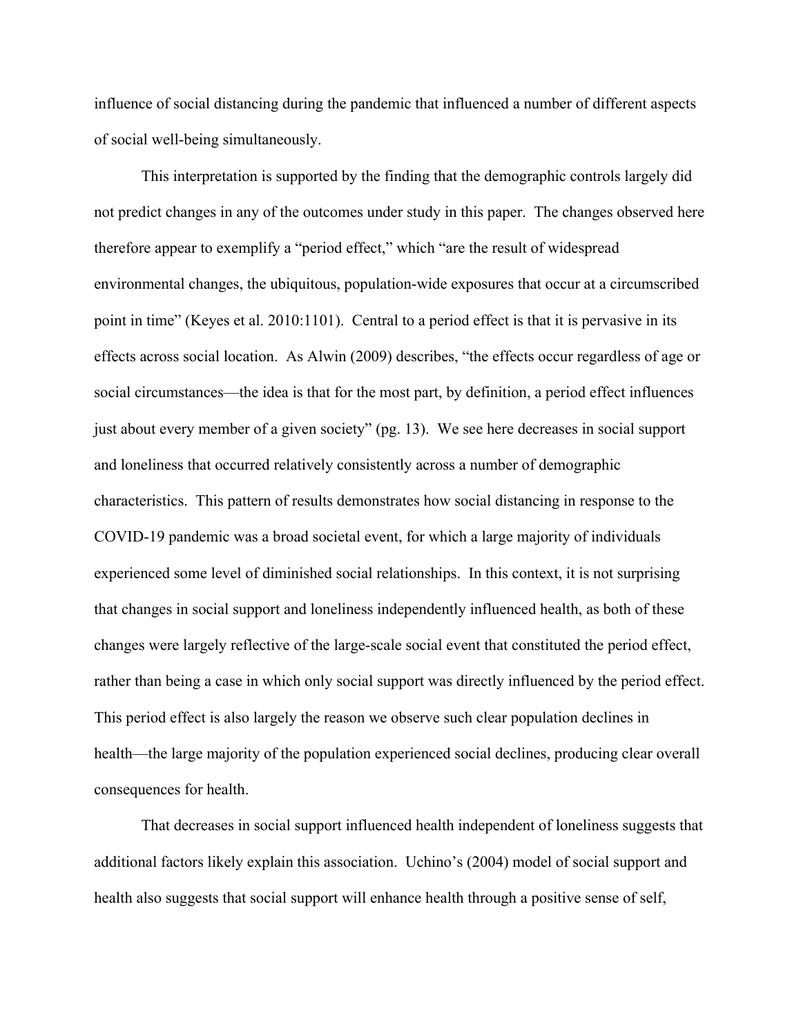influence of social distancing during the pandemic that influenced a number of different aspects of social well-being simultaneously.

This interpretation is supported by the finding that the demographic controls largely did not predict changes in any of the outcomes under study in this paper. The changes observed here therefore appear to exemplify a "period effect," which "are the result of widespread environmental changes, the ubiquitous, population-wide exposures that occur at a circumscribed point in time" (Keyes et al. 2010:1101). Central to a period effect is that it is pervasive in its effects across social location. As Alwin (2009) describes, "the effects occur regardless of age or social circumstances—the idea is that for the most part, by definition, a period effect influences just about every member of a given society" (pg. 13). We see here decreases in social support and loneliness that occurred relatively consistently across a number of demographic characteristics. This pattern of results demonstrates how social distancing in response to the COVID-19 pandemic was a broad societal event, for which a large majority of individuals experienced some level of diminished social relationships. In this context, it is not surprising that changes in social support and loneliness independently influenced health, as both of these changes were largely reflective of the large-scale social event that constituted the period effect, rather than being a case in which only social support was directly influenced by the period effect. This period effect is also largely the reason we observe such clear population declines in health—the large majority of the population experienced social declines, producing clear overall consequences for health.

That decreases in social support influenced health independent of loneliness suggests that additional factors likely explain this association. Uchino's (2004) model of social support and health also suggests that social support will enhance health through a positive sense of self,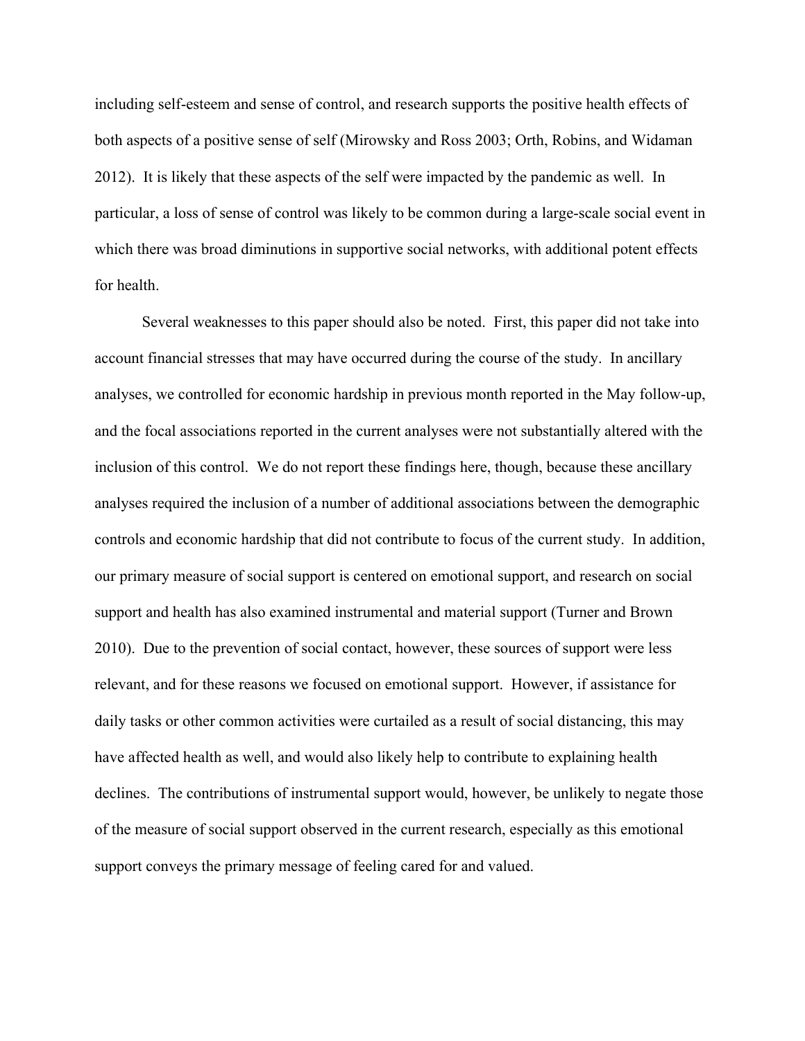including self-esteem and sense of control, and research supports the positive health effects of both aspects of a positive sense of self (Mirowsky and Ross 2003; Orth, Robins, and Widaman 2012). It is likely that these aspects of the self were impacted by the pandemic as well. In particular, a loss of sense of control was likely to be common during a large-scale social event in which there was broad diminutions in supportive social networks, with additional potent effects for health.

Several weaknesses to this paper should also be noted. First, this paper did not take into account financial stresses that may have occurred during the course of the study. In ancillary analyses, we controlled for economic hardship in previous month reported in the May follow-up, and the focal associations reported in the current analyses were not substantially altered with the inclusion of this control. We do not report these findings here, though, because these ancillary analyses required the inclusion of a number of additional associations between the demographic controls and economic hardship that did not contribute to focus of the current study. In addition, our primary measure of social support is centered on emotional support, and research on social support and health has also examined instrumental and material support (Turner and Brown 2010). Due to the prevention of social contact, however, these sources of support were less relevant, and for these reasons we focused on emotional support. However, if assistance for daily tasks or other common activities were curtailed as a result of social distancing, this may have affected health as well, and would also likely help to contribute to explaining health declines. The contributions of instrumental support would, however, be unlikely to negate those of the measure of social support observed in the current research, especially as this emotional support conveys the primary message of feeling cared for and valued.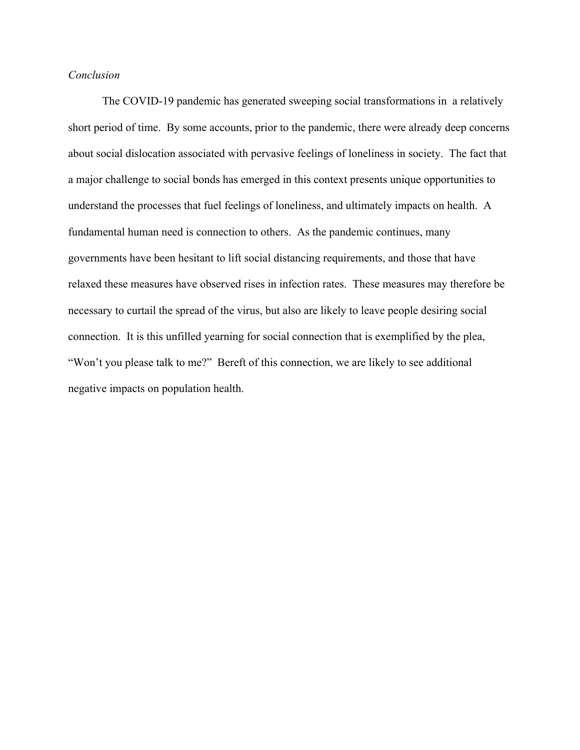*Conclusion*

The COVID-19 pandemic has generated sweeping social transformations in a relatively short period of time. By some accounts, prior to the pandemic, there were already deep concerns about social dislocation associated with pervasive feelings of loneliness in society. The fact that a major challenge to social bonds has emerged in this context presents unique opportunities to understand the processes that fuel feelings of loneliness, and ultimately impacts on health. A fundamental human need is connection to others. As the pandemic continues, many governments have been hesitant to lift social distancing requirements, and those that have relaxed these measures have observed rises in infection rates. These measures may therefore be necessary to curtail the spread of the virus, but also are likely to leave people desiring social connection. It is this unfilled yearning for social connection that is exemplified by the plea, "Won't you please talk to me?" Bereft of this connection, we are likely to see additional negative impacts on population health.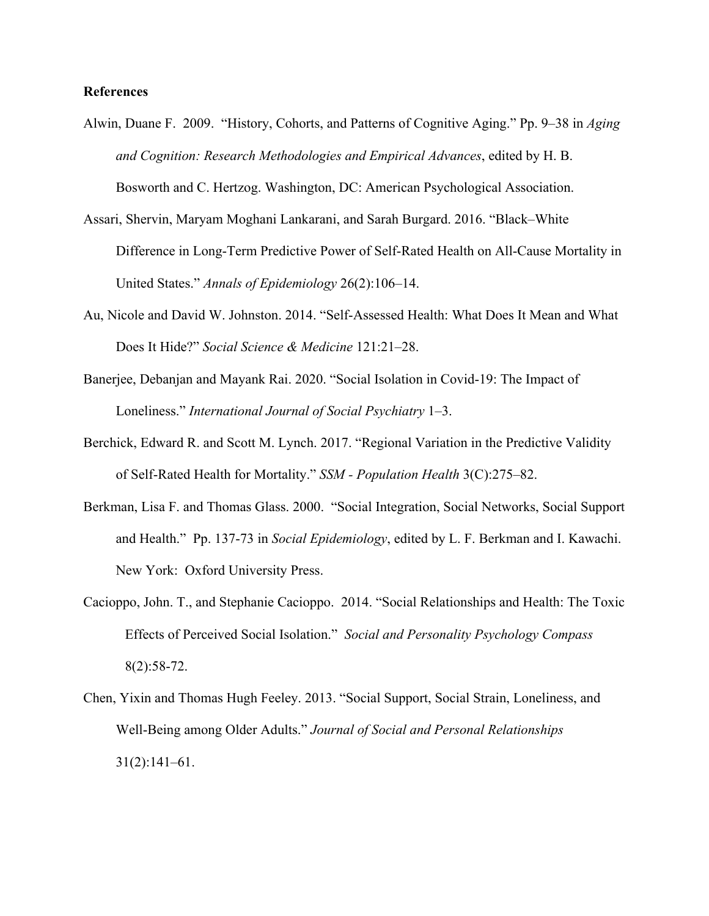**References**

Alwin, Duane F. 2009. "History, Cohorts, and Patterns of Cognitive Aging." Pp. 9–38 in *Aging and Cognition: Research Methodologies and Empirical Advances*, edited by H. B. Bosworth and C. Hertzog. Washington, DC: American Psychological Association.

Assari, Shervin, Maryam Moghani Lankarani, and Sarah Burgard. 2016. "Black–White Difference in Long-Term Predictive Power of Self-Rated Health on All-Cause Mortality in United States." *Annals of Epidemiology* 26(2):106–14.

Au, Nicole and David W. Johnston. 2014. "Self-Assessed Health: What Does It Mean and What Does It Hide?" *Social Science & Medicine* 121:21–28.

Banerjee, Debanjan and Mayank Rai. 2020. "Social Isolation in Covid-19: The Impact of Loneliness." *International Journal of Social Psychiatry* 1–3.

Berchick, Edward R. and Scott M. Lynch. 2017. "Regional Variation in the Predictive Validity of Self-Rated Health for Mortality." *SSM - Population Health* 3(C):275–82.

Berkman, Lisa F. and Thomas Glass. 2000. "Social Integration, Social Networks, Social Support and Health." Pp. 137-73 in *Social Epidemiology*, edited by L. F. Berkman and I. Kawachi. New York: Oxford University Press.

Cacioppo, John. T., and Stephanie Cacioppo. 2014. "Social Relationships and Health: The Toxic Effects of Perceived Social Isolation." *Social and Personality Psychology Compass* 8(2):58-72.

Chen, Yixin and Thomas Hugh Feeley. 2013. "Social Support, Social Strain, Loneliness, and Well-Being among Older Adults." *Journal of Social and Personal Relationships* 31(2):141–61.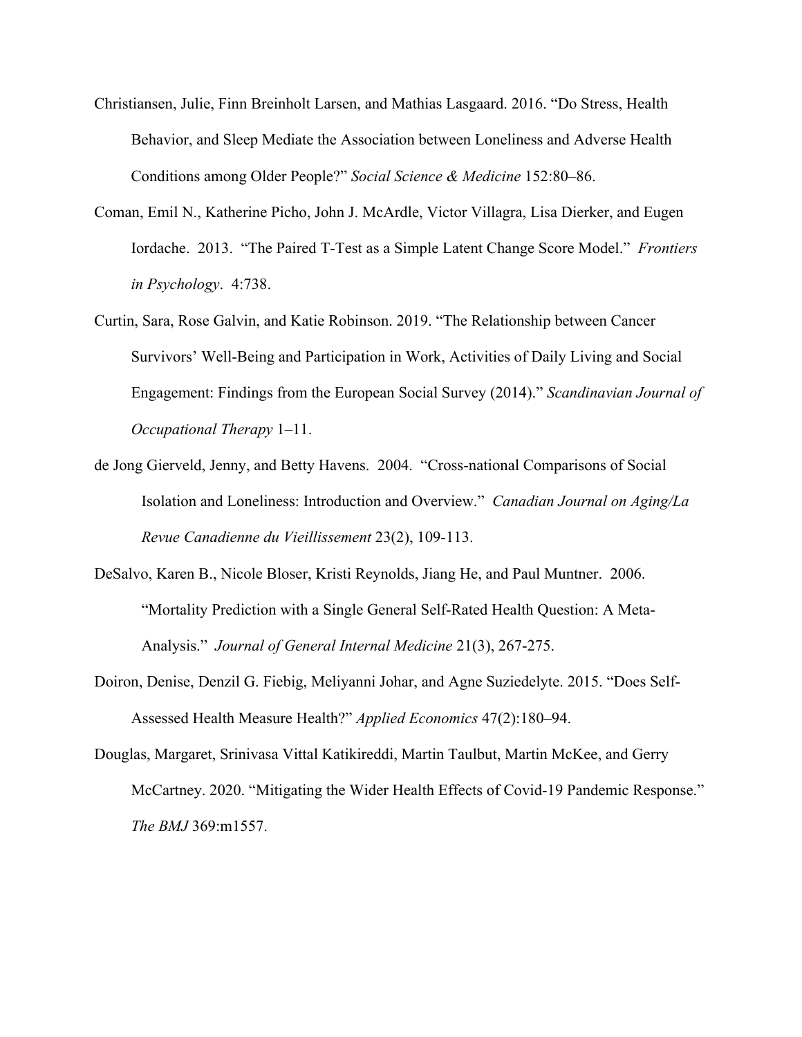Christiansen, Julie, Finn Breinholt Larsen, and Mathias Lasgaard. 2016. "Do Stress, Health Behavior, and Sleep Mediate the Association between Loneliness and Adverse Health Conditions among Older People?" *Social Science & Medicine* 152:80–86.

Coman, Emil N., Katherine Picho, John J. McArdle, Victor Villagra, Lisa Dierker, and Eugen Iordache. 2013. "The Paired T-Test as a Simple Latent Change Score Model." *Frontiers in Psychology*. 4:738.

Curtin, Sara, Rose Galvin, and Katie Robinson. 2019. "The Relationship between Cancer Survivors' Well-Being and Participation in Work, Activities of Daily Living and Social Engagement: Findings from the European Social Survey (2014)." *Scandinavian Journal of Occupational Therapy* 1–11.

de Jong Gierveld, Jenny, and Betty Havens. 2004. "Cross-national Comparisons of Social Isolation and Loneliness: Introduction and Overview." *Canadian Journal on Aging/La Revue Canadienne du Vieillissement* 23(2), 109-113.

DeSalvo, Karen B., Nicole Bloser, Kristi Reynolds, Jiang He, and Paul Muntner. 2006. "Mortality Prediction with a Single General Self-Rated Health Question: A Meta-Analysis." *Journal of General Internal Medicine* 21(3), 267-275.

Doiron, Denise, Denzil G. Fiebig, Meliyanni Johar, and Agne Suziedelyte. 2015. "Does Self-Assessed Health Measure Health?" *Applied Economics* 47(2):180–94.

Douglas, Margaret, Srinivasa Vittal Katikireddi, Martin Taulbut, Martin McKee, and Gerry McCartney. 2020. "Mitigating the Wider Health Effects of Covid-19 Pandemic Response." *The BMJ* 369:m1557.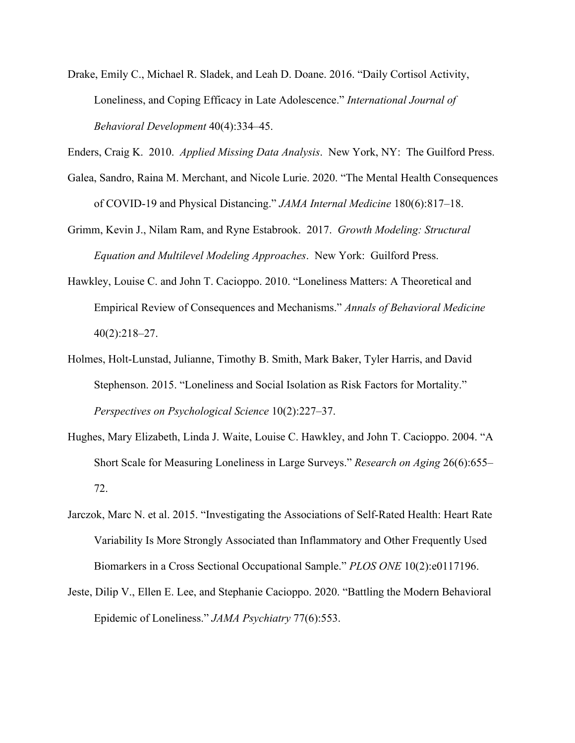Drake, Emily C., Michael R. Sladek, and Leah D. Doane. 2016. "Daily Cortisol Activity, Loneliness, and Coping Efficacy in Late Adolescence." *International Journal of Behavioral Development* 40(4):334–45.

Enders, Craig K. 2010. *Applied Missing Data Analysis*. New York, NY: The Guilford Press.

Galea, Sandro, Raina M. Merchant, and Nicole Lurie. 2020. "The Mental Health Consequences of COVID-19 and Physical Distancing." *JAMA Internal Medicine* 180(6):817–18.

Grimm, Kevin J., Nilam Ram, and Ryne Estabrook. 2017. *Growth Modeling: Structural Equation and Multilevel Modeling Approaches*. New York: Guilford Press.

Hawkley, Louise C. and John T. Cacioppo. 2010. "Loneliness Matters: A Theoretical and Empirical Review of Consequences and Mechanisms." *Annals of Behavioral Medicine* 40(2):218–27.

Holmes, Holt-Lunstad, Julianne, Timothy B. Smith, Mark Baker, Tyler Harris, and David Stephenson. 2015. "Loneliness and Social Isolation as Risk Factors for Mortality." *Perspectives on Psychological Science* 10(2):227–37.

Hughes, Mary Elizabeth, Linda J. Waite, Louise C. Hawkley, and John T. Cacioppo. 2004. "A Short Scale for Measuring Loneliness in Large Surveys." *Research on Aging* 26(6):655–72.

Jarczok, Marc N. et al. 2015. "Investigating the Associations of Self-Rated Health: Heart Rate Variability Is More Strongly Associated than Inflammatory and Other Frequently Used Biomarkers in a Cross Sectional Occupational Sample." *PLOS ONE* 10(2):e0117196.

Jeste, Dilip V., Ellen E. Lee, and Stephanie Cacioppo. 2020. "Battling the Modern Behavioral Epidemic of Loneliness." *JAMA Psychiatry* 77(6):553.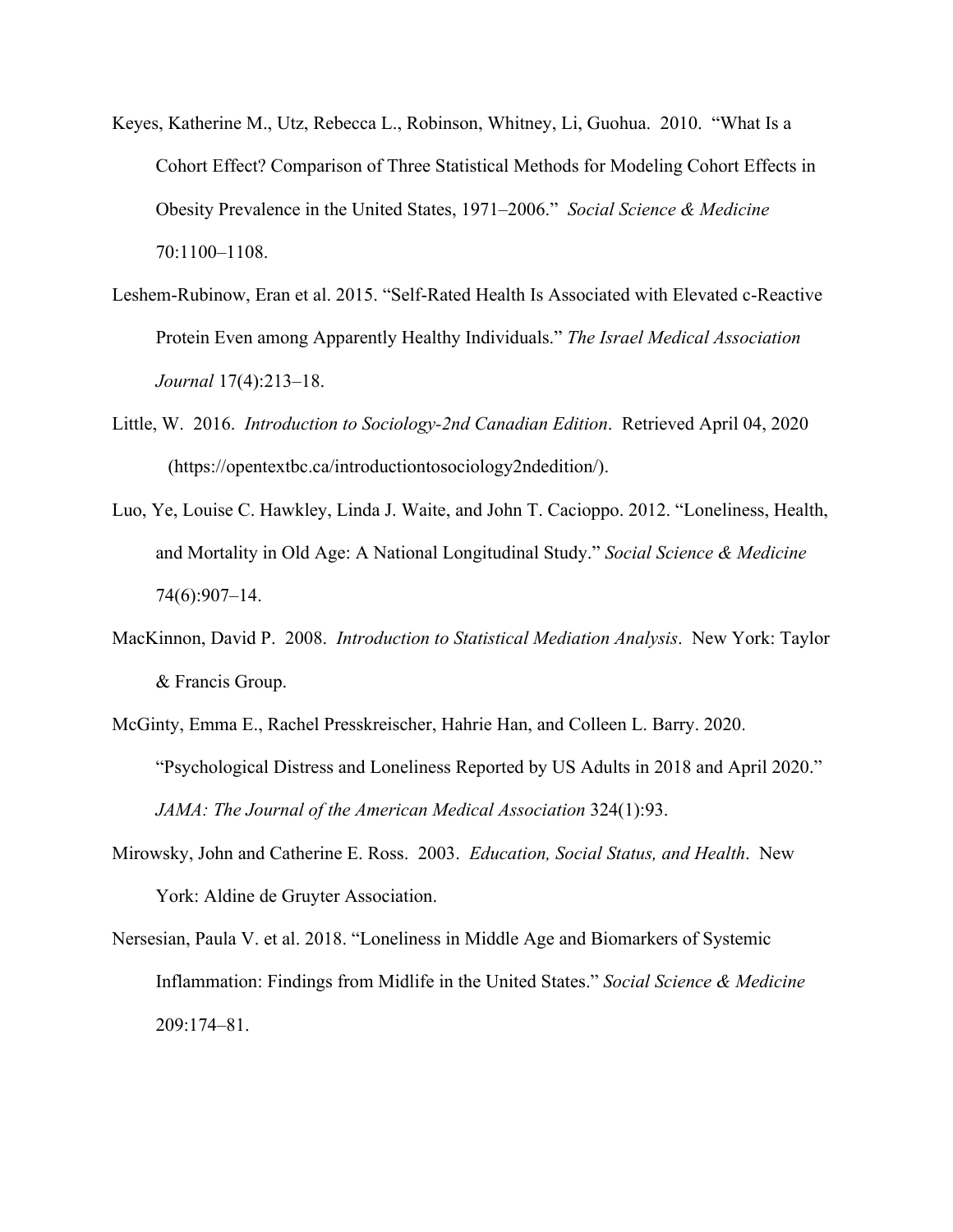Keyes, Katherine M., Utz, Rebecca L., Robinson, Whitney, Li, Guohua. 2010. "What Is a Cohort Effect? Comparison of Three Statistical Methods for Modeling Cohort Effects in Obesity Prevalence in the United States, 1971–2006." *Social Science & Medicine* 70:1100–1108.

Leshem-Rubinow, Eran et al. 2015. "Self-Rated Health Is Associated with Elevated c-Reactive Protein Even among Apparently Healthy Individuals." *The Israel Medical Association Journal* 17(4):213–18.

Little, W. 2016. *Introduction to Sociology-2nd Canadian Edition*. Retrieved April 04, 2020 (https://opentextbc.ca/introductiontosociology2ndedition/).

Luo, Ye, Louise C. Hawkley, Linda J. Waite, and John T. Cacioppo. 2012. "Loneliness, Health, and Mortality in Old Age: A National Longitudinal Study." *Social Science & Medicine* 74(6):907–14.

MacKinnon, David P. 2008. *Introduction to Statistical Mediation Analysis*. New York: Taylor & Francis Group.

McGinty, Emma E., Rachel Presskreischer, Hahrie Han, and Colleen L. Barry. 2020. "Psychological Distress and Loneliness Reported by US Adults in 2018 and April 2020." *JAMA: The Journal of the American Medical Association* 324(1):93.

Mirowsky, John and Catherine E. Ross. 2003. *Education, Social Status, and Health*. New York: Aldine de Gruyter Association.

Nersesian, Paula V. et al. 2018. "Loneliness in Middle Age and Biomarkers of Systemic Inflammation: Findings from Midlife in the United States." *Social Science & Medicine* 209:174–81.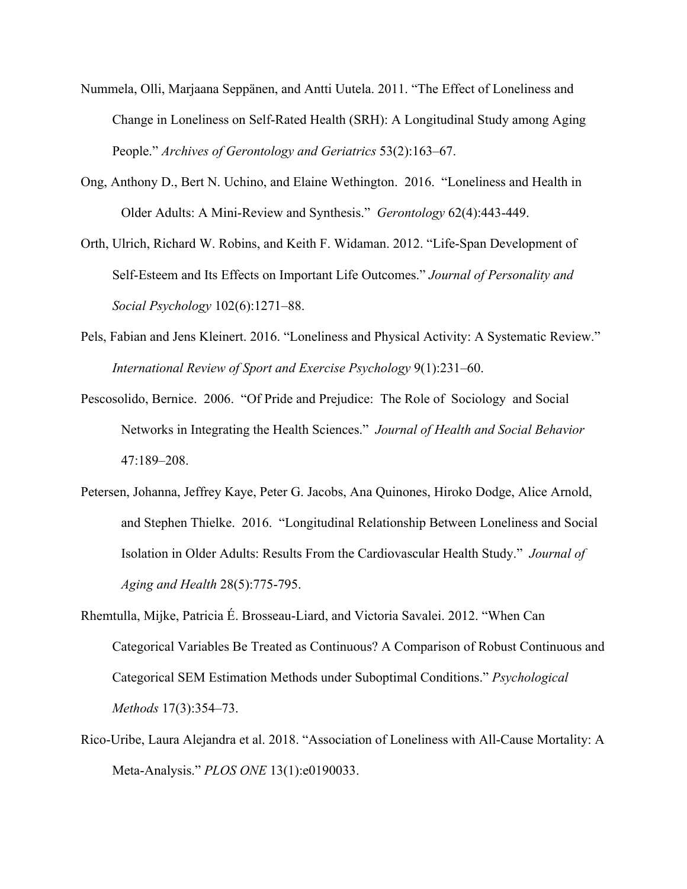Nummela, Olli, Marjaana Seppänen, and Antti Uutela. 2011. "The Effect of Loneliness and Change in Loneliness on Self-Rated Health (SRH): A Longitudinal Study among Aging People." *Archives of Gerontology and Geriatrics* 53(2):163–67.

Ong, Anthony D., Bert N. Uchino, and Elaine Wethington. 2016. "Loneliness and Health in Older Adults: A Mini-Review and Synthesis." *Gerontology* 62(4):443-449.

Orth, Ulrich, Richard W. Robins, and Keith F. Widaman. 2012. "Life-Span Development of Self-Esteem and Its Effects on Important Life Outcomes." *Journal of Personality and Social Psychology* 102(6):1271–88.

Pels, Fabian and Jens Kleinert. 2016. "Loneliness and Physical Activity: A Systematic Review." *International Review of Sport and Exercise Psychology* 9(1):231–60.

Pescosolido, Bernice. 2006. "Of Pride and Prejudice: The Role of Sociology and Social Networks in Integrating the Health Sciences." *Journal of Health and Social Behavior* 47:189–208.

Petersen, Johanna, Jeffrey Kaye, Peter G. Jacobs, Ana Quinones, Hiroko Dodge, Alice Arnold, and Stephen Thielke. 2016. "Longitudinal Relationship Between Loneliness and Social Isolation in Older Adults: Results From the Cardiovascular Health Study." *Journal of Aging and Health* 28(5):775-795.

Rhemtulla, Mijke, Patricia É. Brosseau-Liard, and Victoria Savalei. 2012. "When Can Categorical Variables Be Treated as Continuous? A Comparison of Robust Continuous and Categorical SEM Estimation Methods under Suboptimal Conditions." *Psychological Methods* 17(3):354–73.

Rico-Uribe, Laura Alejandra et al. 2018. "Association of Loneliness with All-Cause Mortality: A Meta-Analysis." *PLOS ONE* 13(1):e0190033.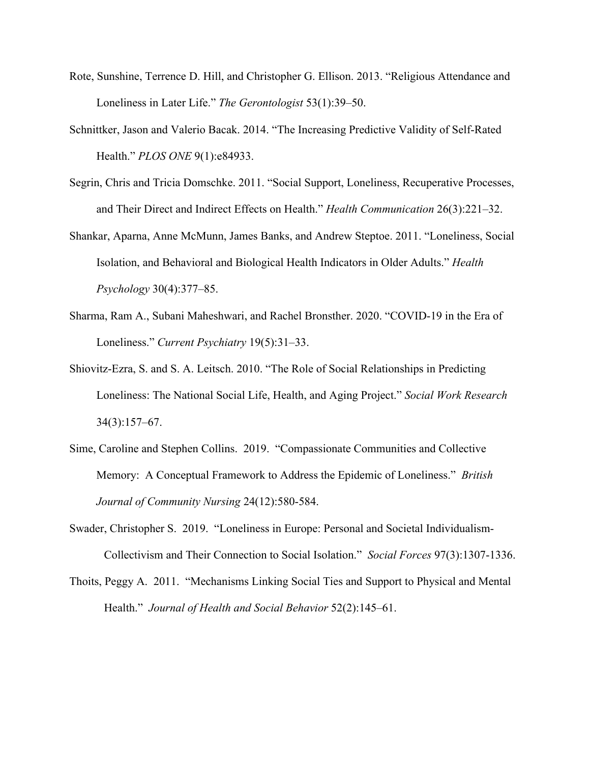Rote, Sunshine, Terrence D. Hill, and Christopher G. Ellison. 2013. "Religious Attendance and Loneliness in Later Life." *The Gerontologist* 53(1):39–50.

Schnittker, Jason and Valerio Bacak. 2014. "The Increasing Predictive Validity of Self-Rated Health." *PLOS ONE* 9(1):e84933.

Segrin, Chris and Tricia Domschke. 2011. "Social Support, Loneliness, Recuperative Processes, and Their Direct and Indirect Effects on Health." *Health Communication* 26(3):221–32.

Shankar, Aparna, Anne McMunn, James Banks, and Andrew Steptoe. 2011. "Loneliness, Social Isolation, and Behavioral and Biological Health Indicators in Older Adults." *Health Psychology* 30(4):377–85.

Sharma, Ram A., Subani Maheshwari, and Rachel Bronsther. 2020. "COVID-19 in the Era of Loneliness." *Current Psychiatry* 19(5):31–33.

Shiovitz-Ezra, S. and S. A. Leitsch. 2010. "The Role of Social Relationships in Predicting Loneliness: The National Social Life, Health, and Aging Project." *Social Work Research* 34(3):157–67.

Sime, Caroline and Stephen Collins. 2019. "Compassionate Communities and Collective Memory: A Conceptual Framework to Address the Epidemic of Loneliness." *British Journal of Community Nursing* 24(12):580-584.

Swader, Christopher S. 2019. "Loneliness in Europe: Personal and Societal Individualism-Collectivism and Their Connection to Social Isolation." *Social Forces* 97(3):1307-1336.

Thoits, Peggy A. 2011. "Mechanisms Linking Social Ties and Support to Physical and Mental Health." *Journal of Health and Social Behavior* 52(2):145–61.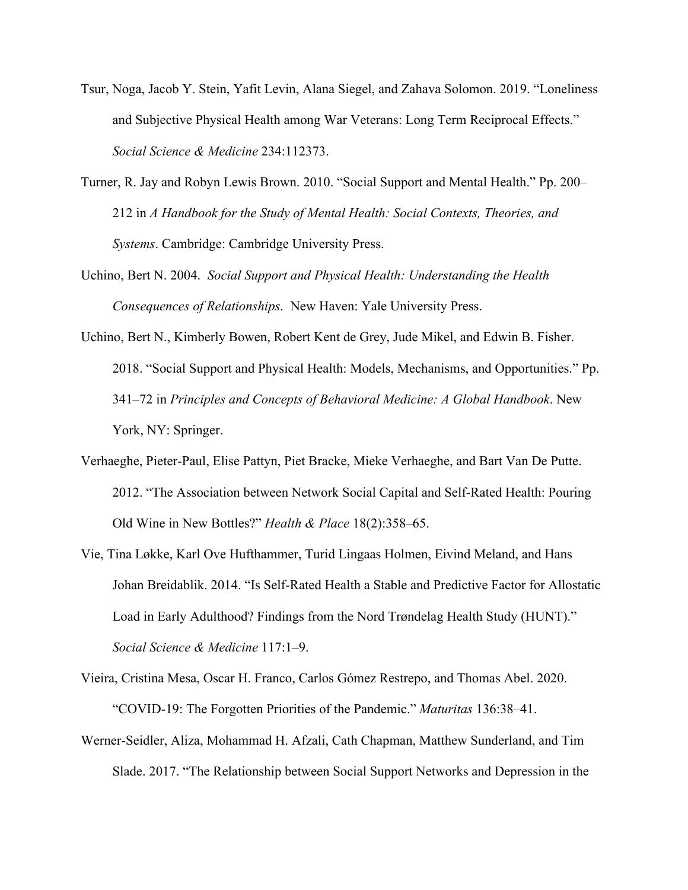Tsur, Noga, Jacob Y. Stein, Yafit Levin, Alana Siegel, and Zahava Solomon. 2019. "Loneliness and Subjective Physical Health among War Veterans: Long Term Reciprocal Effects." *Social Science & Medicine* 234:112373.

Turner, R. Jay and Robyn Lewis Brown. 2010. "Social Support and Mental Health." Pp. 200–212 in *A Handbook for the Study of Mental Health: Social Contexts, Theories, and Systems*. Cambridge: Cambridge University Press.

Uchino, Bert N. 2004. *Social Support and Physical Health: Understanding the Health Consequences of Relationships*. New Haven: Yale University Press.

Uchino, Bert N., Kimberly Bowen, Robert Kent de Grey, Jude Mikel, and Edwin B. Fisher. 2018. "Social Support and Physical Health: Models, Mechanisms, and Opportunities." Pp. 341–72 in *Principles and Concepts of Behavioral Medicine: A Global Handbook*. New York, NY: Springer.

Verhaeghe, Pieter-Paul, Elise Pattyn, Piet Bracke, Mieke Verhaeghe, and Bart Van De Putte. 2012. "The Association between Network Social Capital and Self-Rated Health: Pouring Old Wine in New Bottles?" *Health & Place* 18(2):358–65.

Vie, Tina Løkke, Karl Ove Hufthammer, Turid Lingaas Holmen, Eivind Meland, and Hans Johan Breidablik. 2014. "Is Self-Rated Health a Stable and Predictive Factor for Allostatic Load in Early Adulthood? Findings from the Nord Trøndelag Health Study (HUNT)." *Social Science & Medicine* 117:1–9.

Vieira, Cristina Mesa, Oscar H. Franco, Carlos Gómez Restrepo, and Thomas Abel. 2020. "COVID-19: The Forgotten Priorities of the Pandemic." *Maturitas* 136:38–41.

Werner-Seidler, Aliza, Mohammad H. Afzali, Cath Chapman, Matthew Sunderland, and Tim Slade. 2017. "The Relationship between Social Support Networks and Depression in the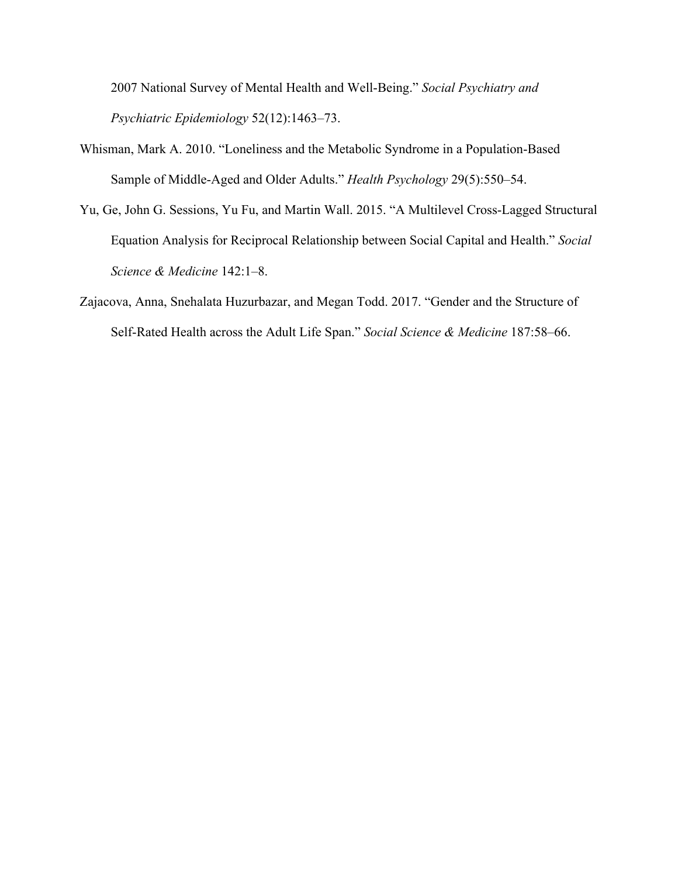2007 National Survey of Mental Health and Well-Being." *Social Psychiatry and Psychiatric Epidemiology* 52(12):1463–73.

Whisman, Mark A. 2010. "Loneliness and the Metabolic Syndrome in a Population-Based Sample of Middle-Aged and Older Adults." *Health Psychology* 29(5):550–54.

Yu, Ge, John G. Sessions, Yu Fu, and Martin Wall. 2015. "A Multilevel Cross-Lagged Structural Equation Analysis for Reciprocal Relationship between Social Capital and Health." *Social Science & Medicine* 142:1–8.

Zajacova, Anna, Snehalata Huzurbazar, and Megan Todd. 2017. "Gender and the Structure of Self-Rated Health across the Adult Life Span." *Social Science & Medicine* 187:58–66.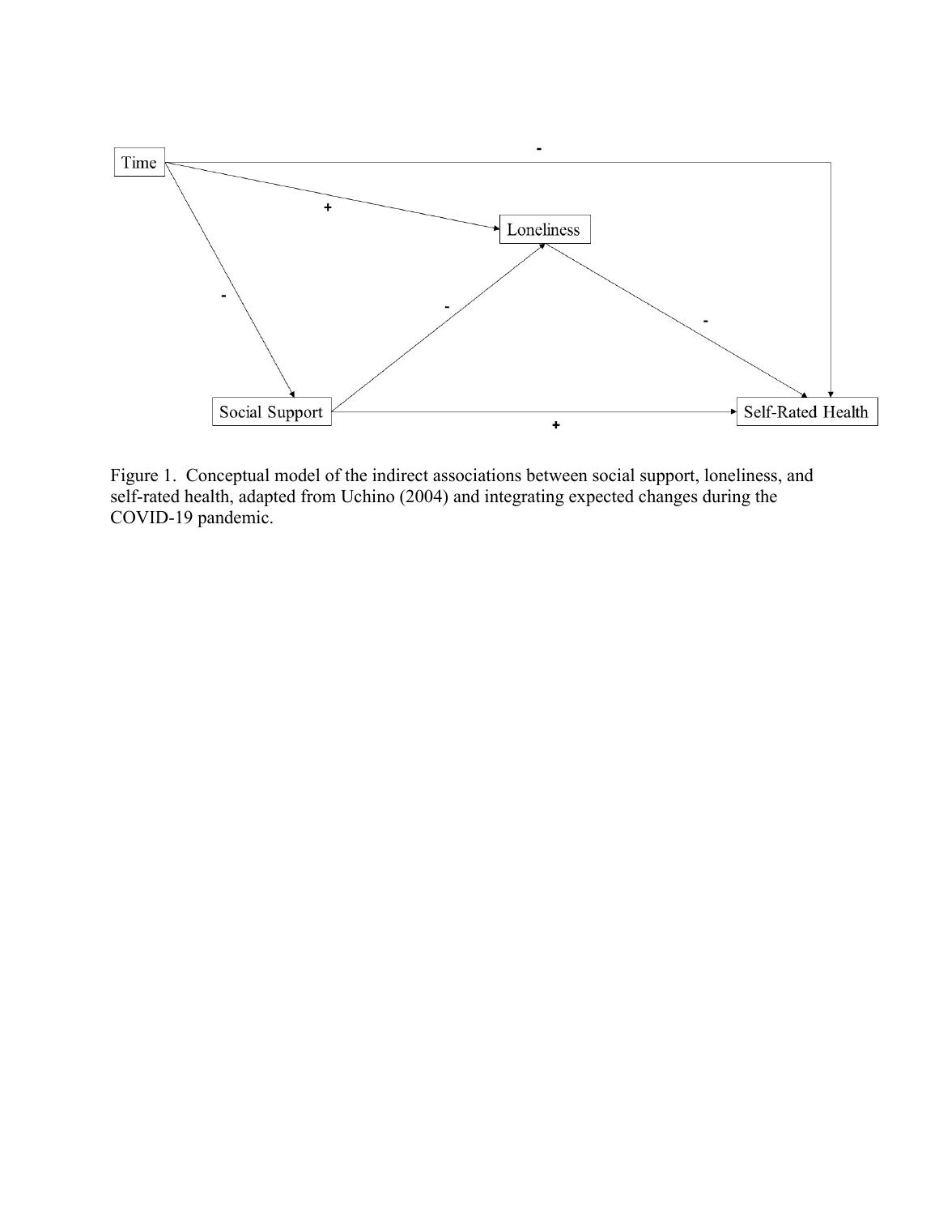Figure 1. Conceptual model of the indirect associations between social support, loneliness, and self-rated health, adapted from Uchino (2004) and integrating expected changes during the COVID-19 pandemic.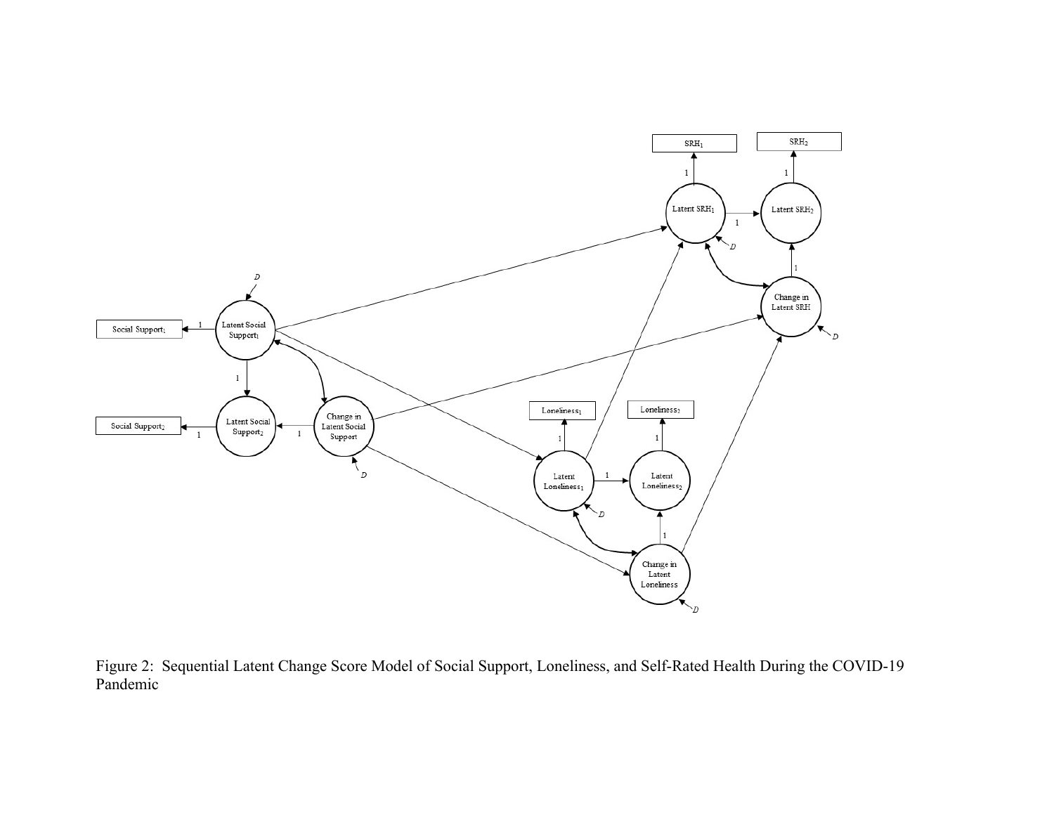Figure 2: Sequential Latent Change Score Model of Social Support, Loneliness, and Self-Rated Health During the COVID-19 Pandemic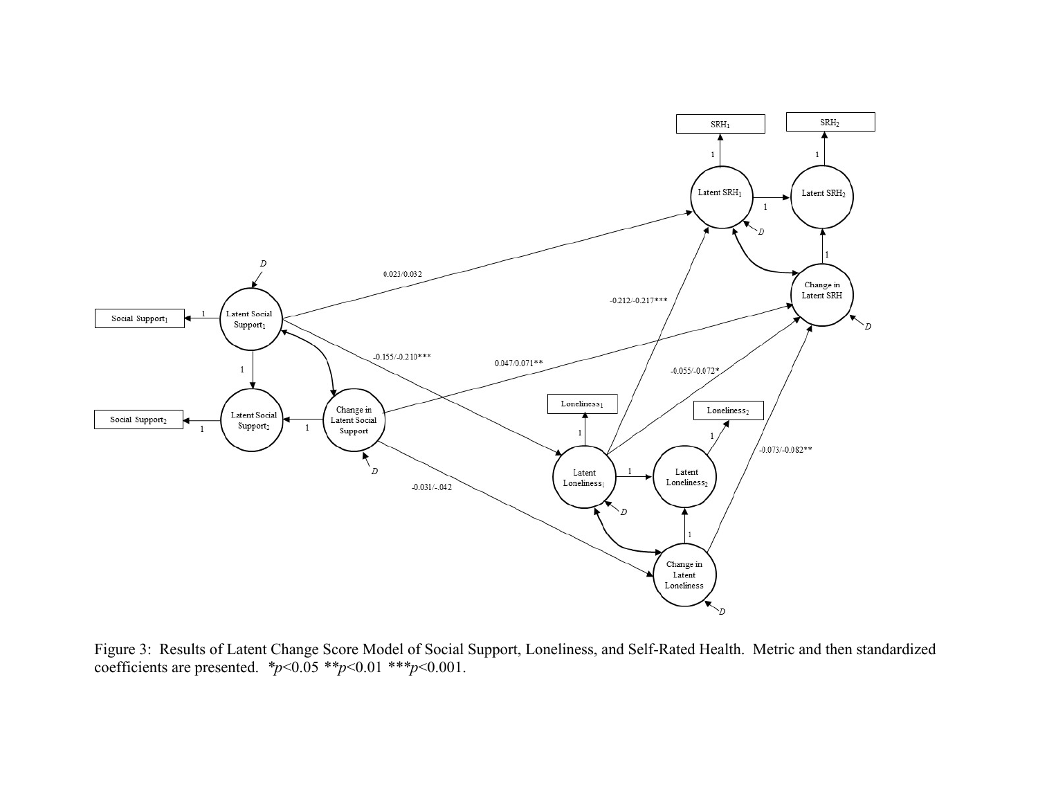Figure 3: Results of Latent Change Score Model of Social Support, Loneliness, and Self-Rated Health. Metric and then standardized coefficients are presented. $*p<0.05$ $**p<0.01$ $***p<0.001$.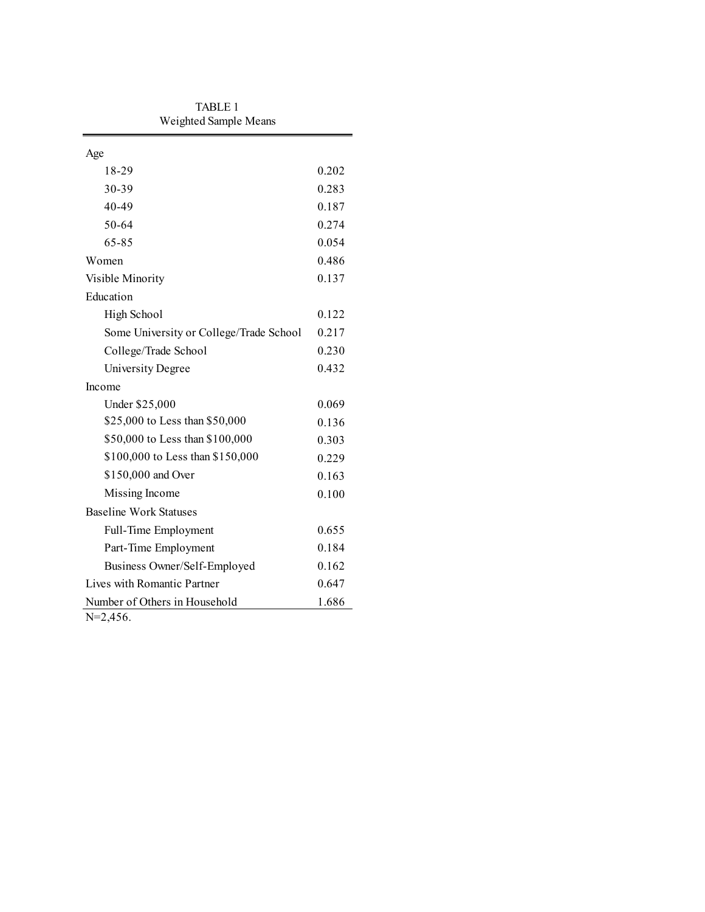TABLE 1

Weighted Sample Means

| | |
|---|---|
| Age | |
| 18-29 | 0.202 |
| 30-39 | 0.283 |
| 40-49 | 0.187 |
| 50-64 | 0.274 |
| 65-85 | 0.054 |
| Women | 0.486 |
| Visible Minority | 0.137 |
| Education | |
| High School | 0.122 |
| Some University or College/Trade School | 0.217 |
| College/Trade School | 0.230 |
| University Degree | 0.432 |
| Income | |
| Under $25,000 | 0.069 |
| $25,000 to Less than $50,000 | 0.136 |
| $50,000 to Less than $100,000 | 0.303 |
| $100,000 to Less than $150,000 | 0.229 |
| $150,000 and Over | 0.163 |
| Missing Income | 0.100 |
| Baseline Work Statuses | |
| Full-Time Employment | 0.655 |
| Part-Time Employment | 0.184 |
| Business Owner/Self-Employed | 0.162 |
| Lives with Romantic Partner | 0.647 |
| Number of Others in Household | 1.686 |

N=2,456.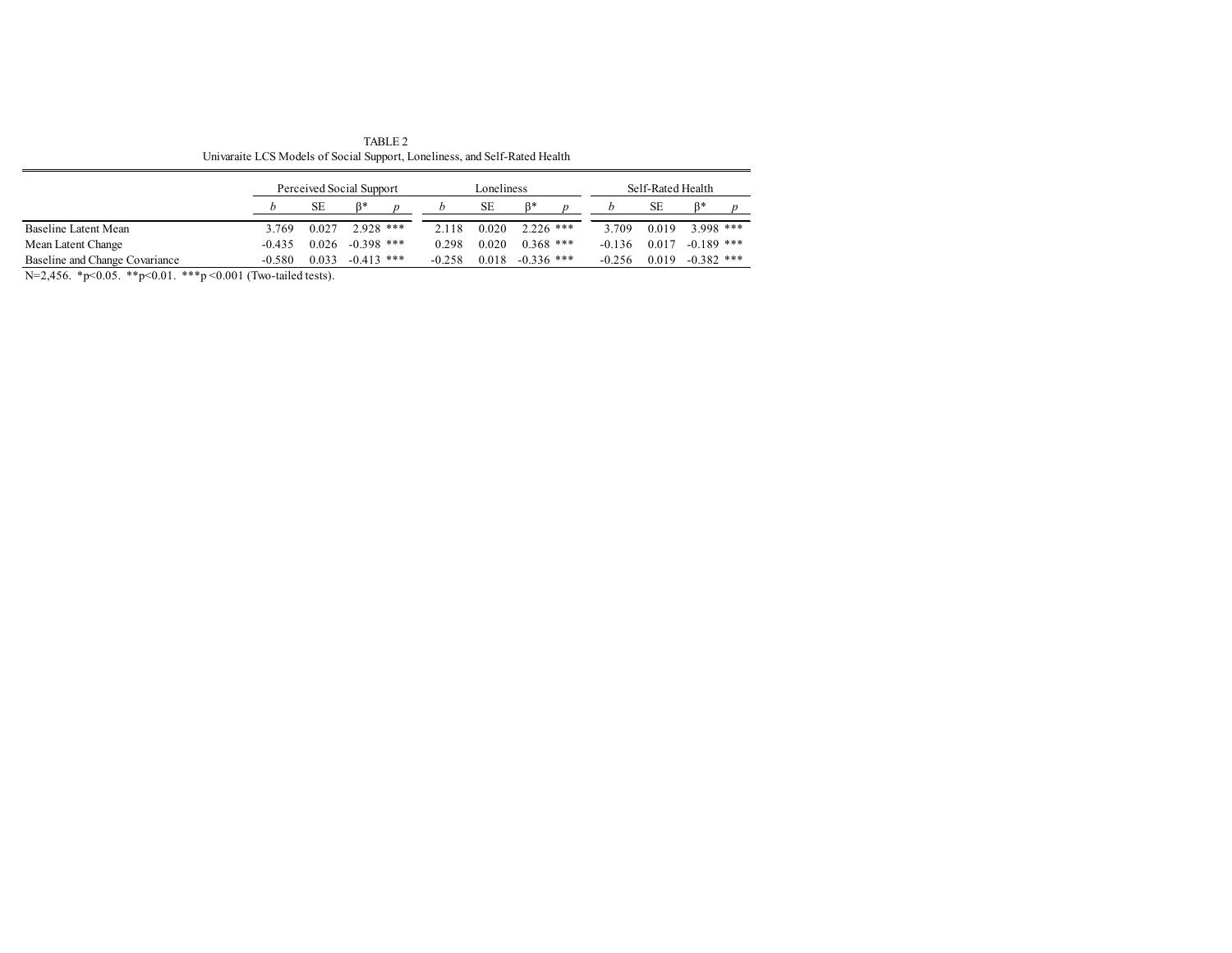TABLE 2

Univaraite LCS Models of Social Support, Loneliness, and Self-Rated Health

| | Perceived Social Support | | | | Loneliness | | | | Self-Rated Health | | | |
|---|---|---|---|---|---|---|---|---|---|---|---|---|
| | *b* | SE | β* | *p* | *b* | SE | β* | *p* | *b* | SE | β* | *p* |
| Baseline Latent Mean | 3.769 | 0.027 | 2.928 | *** | 2.118 | 0.020 | 2.226 | *** | 3.709 | 0.019 | 3.998 | *** |
| Mean Latent Change | -0.435 | 0.026 | -0.398 | *** | 0.298 | 0.020 | 0.368 | *** | -0.136 | 0.017 | -0.189 | *** |
| Baseline and Change Covariance | -0.580 | 0.033 | -0.413 | *** | -0.258 | 0.018 | -0.336 | *** | -0.256 | 0.019 | -0.382 | *** |

N=2,456. *p<0.05. **p<0.01. ***p <0.001 (Two-tailed tests).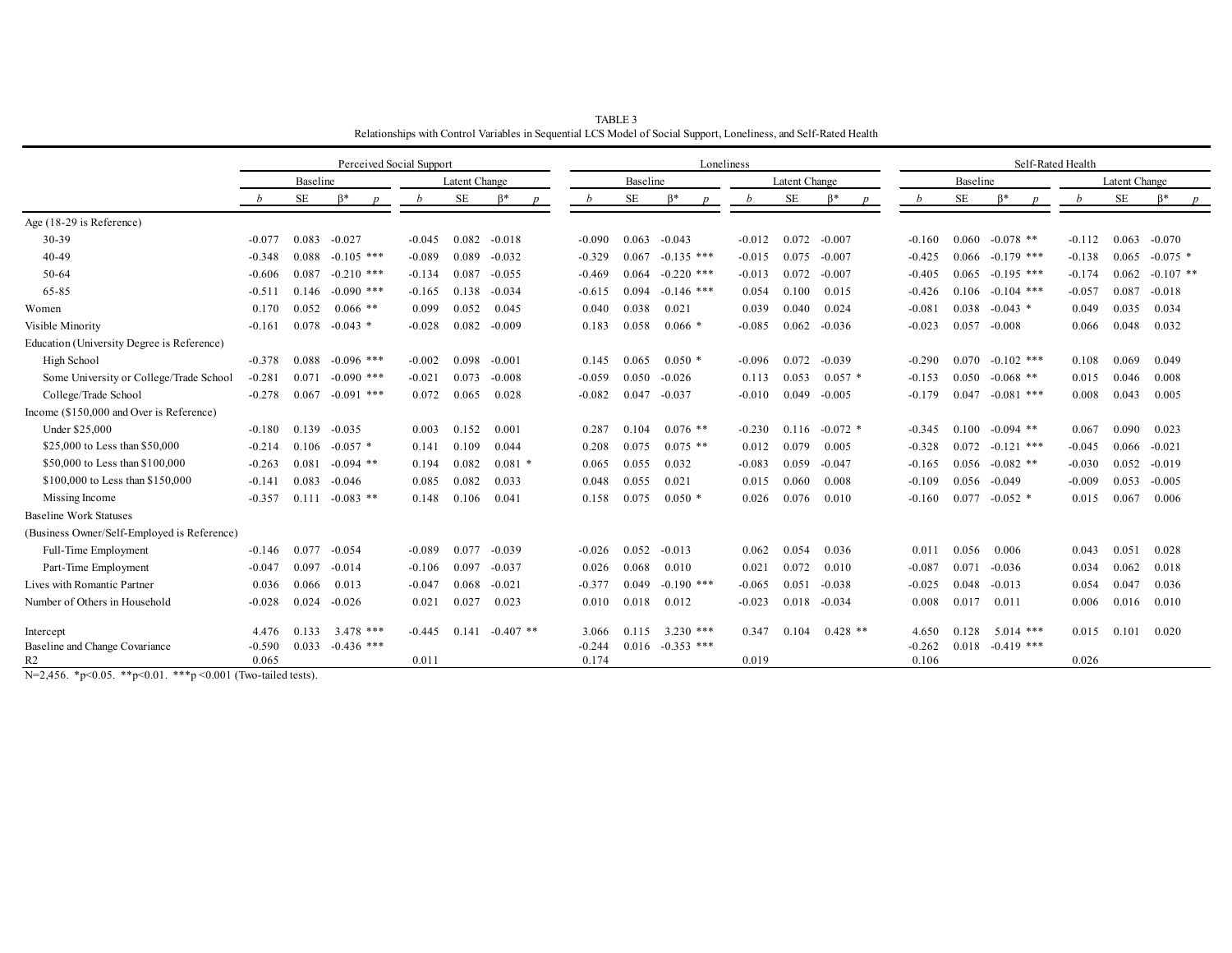TABLE 3

Relationships with Control Variables in Sequential LCS Model of Social Support, Loneliness, and Self-Rated Health

| | Perceived Social Support | | | | | | | | Loneliness | | | | | | | | Self-Rated Health | | | | | | | |
|---|---|---|---|---|---|---|---|---|---|---|---|---|---|---|---|---|---|---|---|---|---|---|---|---|
| | Baseline | | | | Latent Change | | | | Baseline | | | | Latent Change | | | | Baseline | | | | Latent Change | | | |
| | *b* | SE | β* | *p* | *b* | SE | β* | *p* | *b* | SE | β* | *p* | *b* | SE | β* | *p* | *b* | SE | β* | *p* | *b* | SE | β* | *p* |
| Age (18-29 is Reference) | | | | | | | | | | | | | | | | | | | | | | | | |
| 30-39 | -0.077 | 0.083 | -0.027 | | -0.045 | 0.082 | -0.018 | | -0.090 | 0.063 | -0.043 | | -0.012 | 0.072 | -0.007 | | -0.160 | 0.060 | -0.078 | ** | -0.112 | 0.063 | -0.070 | |
| 40-49 | -0.348 | 0.088 | -0.105 | *** | -0.089 | 0.089 | -0.032 | | -0.329 | 0.067 | -0.135 | *** | -0.015 | 0.075 | -0.007 | | -0.425 | 0.066 | -0.179 | *** | -0.138 | 0.065 | -0.075 | * |
| 50-64 | -0.606 | 0.087 | -0.210 | *** | -0.134 | 0.087 | -0.055 | | -0.469 | 0.064 | -0.220 | *** | -0.013 | 0.072 | -0.007 | | -0.405 | 0.065 | -0.195 | *** | -0.174 | 0.062 | -0.107 | ** |
| 65-85 | -0.511 | 0.146 | -0.090 | *** | -0.165 | 0.138 | -0.034 | | -0.615 | 0.094 | -0.146 | *** | 0.054 | 0.100 | 0.015 | | -0.426 | 0.106 | -0.104 | *** | -0.057 | 0.087 | -0.018 | |
| Women | 0.170 | 0.052 | 0.066 | ** | 0.099 | 0.052 | 0.045 | | 0.040 | 0.038 | 0.021 | | 0.039 | 0.040 | 0.024 | | -0.081 | 0.038 | -0.043 | * | 0.049 | 0.035 | 0.034 | |
| Visible Minority | -0.161 | 0.078 | -0.043 | * | -0.028 | 0.082 | -0.009 | | 0.183 | 0.058 | 0.066 | * | -0.085 | 0.062 | -0.036 | | -0.023 | 0.057 | -0.008 | | 0.066 | 0.048 | 0.032 | |
| Education (University Degree is Reference) | | | | | | | | | | | | | | | | | | | | | | | | |
| High School | -0.378 | 0.088 | -0.096 | *** | -0.002 | 0.098 | -0.001 | | 0.145 | 0.065 | 0.050 | * | -0.096 | 0.072 | -0.039 | | -0.290 | 0.070 | -0.102 | *** | 0.108 | 0.069 | 0.049 | |
| Some University or College/Trade School | -0.281 | 0.071 | -0.090 | *** | -0.021 | 0.073 | -0.008 | | -0.059 | 0.050 | -0.026 | | 0.113 | 0.053 | 0.057 | * | -0.153 | 0.050 | -0.068 | ** | 0.015 | 0.046 | 0.008 | |
| College/Trade School | -0.278 | 0.067 | -0.091 | *** | 0.072 | 0.065 | 0.028 | | -0.082 | 0.047 | -0.037 | | -0.010 | 0.049 | -0.005 | | -0.179 | 0.047 | -0.081 | *** | 0.008 | 0.043 | 0.005 | |
| Income ($150,000 and Over is Reference) | | | | | | | | | | | | | | | | | | | | | | | | |
| Under $25,000 | -0.180 | 0.139 | -0.035 | | 0.003 | 0.152 | 0.001 | | 0.287 | 0.104 | 0.076 | ** | -0.230 | 0.116 | -0.072 | * | -0.345 | 0.100 | -0.094 | ** | 0.067 | 0.090 | 0.023 | |
| $25,000 to Less than $50,000 | -0.214 | 0.106 | -0.057 | * | 0.141 | 0.109 | 0.044 | | 0.208 | 0.075 | 0.075 | ** | 0.012 | 0.079 | 0.005 | | -0.328 | 0.072 | -0.121 | *** | -0.045 | 0.066 | -0.021 | |
| $50,000 to Less than $100,000 | -0.263 | 0.081 | -0.094 | ** | 0.194 | 0.082 | 0.081 | * | 0.065 | 0.055 | 0.032 | | -0.083 | 0.059 | -0.047 | | -0.165 | 0.056 | -0.082 | ** | -0.030 | 0.052 | -0.019 | |
| $100,000 to Less than $150,000 | -0.141 | 0.083 | -0.046 | | 0.085 | 0.082 | 0.033 | | 0.048 | 0.055 | 0.021 | | 0.015 | 0.060 | 0.008 | | -0.109 | 0.056 | -0.049 | | -0.009 | 0.053 | -0.005 | |
| Missing Income | -0.357 | 0.111 | -0.083 | ** | 0.148 | 0.106 | 0.041 | | 0.158 | 0.075 | 0.050 | * | 0.026 | 0.076 | 0.010 | | -0.160 | 0.077 | -0.052 | * | 0.015 | 0.067 | 0.006 | |
| Baseline Work Statuses | | | | | | | | | | | | | | | | | | | | | | | | |
| (Business Owner/Self-Employed is Reference) | | | | | | | | | | | | | | | | | | | | | | | | |
| Full-Time Employment | -0.146 | 0.077 | -0.054 | | -0.089 | 0.077 | -0.039 | | -0.026 | 0.052 | -0.013 | | 0.062 | 0.054 | 0.036 | | 0.011 | 0.056 | 0.006 | | 0.043 | 0.051 | 0.028 | |
| Part-Time Employment | -0.047 | 0.097 | -0.014 | | -0.106 | 0.097 | -0.037 | | 0.026 | 0.068 | 0.010 | | 0.021 | 0.072 | 0.010 | | -0.087 | 0.071 | -0.036 | | 0.034 | 0.062 | 0.018 | |
| Lives with Romantic Partner | 0.036 | 0.066 | 0.013 | | -0.047 | 0.068 | -0.021 | | -0.377 | 0.049 | -0.190 | *** | -0.065 | 0.051 | -0.038 | | -0.025 | 0.048 | -0.013 | | 0.054 | 0.047 | 0.036 | |
| Number of Others in Household | -0.028 | 0.024 | -0.026 | | 0.021 | 0.027 | 0.023 | | 0.010 | 0.018 | 0.012 | | -0.023 | 0.018 | -0.034 | | 0.008 | 0.017 | 0.011 | | 0.006 | 0.016 | 0.010 | |
| Intercept | 4.476 | 0.133 | 3.478 | *** | -0.445 | 0.141 | -0.407 | ** | 3.066 | 0.115 | 3.230 | *** | 0.347 | 0.104 | 0.428 | ** | 4.650 | 0.128 | 5.014 | *** | 0.015 | 0.101 | 0.020 | |
| Baseline and Change Covariance | -0.590 | 0.033 | -0.436 | *** | | | | | -0.244 | 0.016 | -0.353 | *** | | | | | -0.262 | 0.018 | -0.419 | *** | | | | |
| $R^2$ | 0.065 | | | | 0.011 | | | | 0.174 | | | | 0.019 | | | | 0.106 | | | | 0.026 | | | |

N=2,456. *p<0.05. **p<0.01. ***p<0.001 (Two-tailed tests).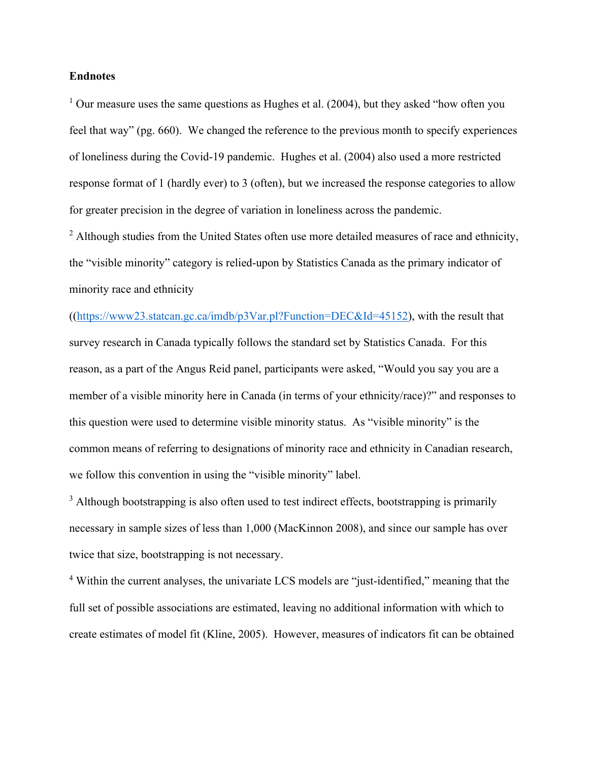**Endnotes**

[1] Our measure uses the same questions as Hughes et al. (2004), but they asked "how often you feel that way" (pg. 660). We changed the reference to the previous month to specify experiences of loneliness during the Covid-19 pandemic. Hughes et al. (2004) also used a more restricted response format of 1 (hardly ever) to 3 (often), but we increased the response categories to allow for greater precision in the degree of variation in loneliness across the pandemic.

[2] Although studies from the United States often use more detailed measures of race and ethnicity, the "visible minority" category is relied-upon by Statistics Canada as the primary indicator of minority race and ethnicity ((https://www23.statcan.gc.ca/imdb/p3Var.pl?Function=DEC&Id=45152), with the result that survey research in Canada typically follows the standard set by Statistics Canada. For this reason, as a part of the Angus Reid panel, participants were asked, "Would you say you are a member of a visible minority here in Canada (in terms of your ethnicity/race)?" and responses to this question were used to determine visible minority status. As "visible minority" is the common means of referring to designations of minority race and ethnicity in Canadian research, we follow this convention in using the "visible minority" label.

[3] Although bootstrapping is also often used to test indirect effects, bootstrapping is primarily necessary in sample sizes of less than 1,000 (MacKinnon 2008), and since our sample has over twice that size, bootstrapping is not necessary.

[4] Within the current analyses, the univariate LCS models are "just-identified," meaning that the full set of possible associations are estimated, leaving no additional information with which to create estimates of model fit (Kline, 2005). However, measures of indicators fit can be obtained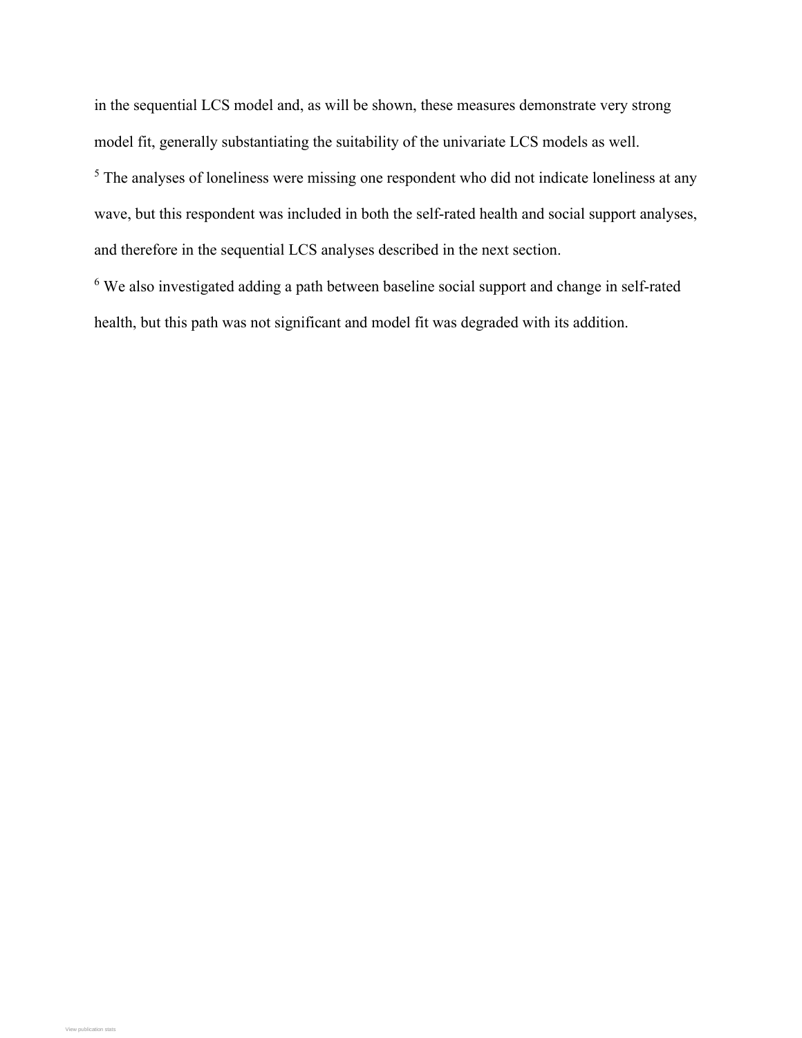in the sequential LCS model and, as will be shown, these measures demonstrate very strong model fit, generally substantiating the suitability of the univariate LCS models as well.

[5] The analyses of loneliness were missing one respondent who did not indicate loneliness at any wave, but this respondent was included in both the self-rated health and social support analyses, and therefore in the sequential LCS analyses described in the next section.

[6] We also investigated adding a path between baseline social support and change in self-rated health, but this path was not significant and model fit was degraded with its addition.